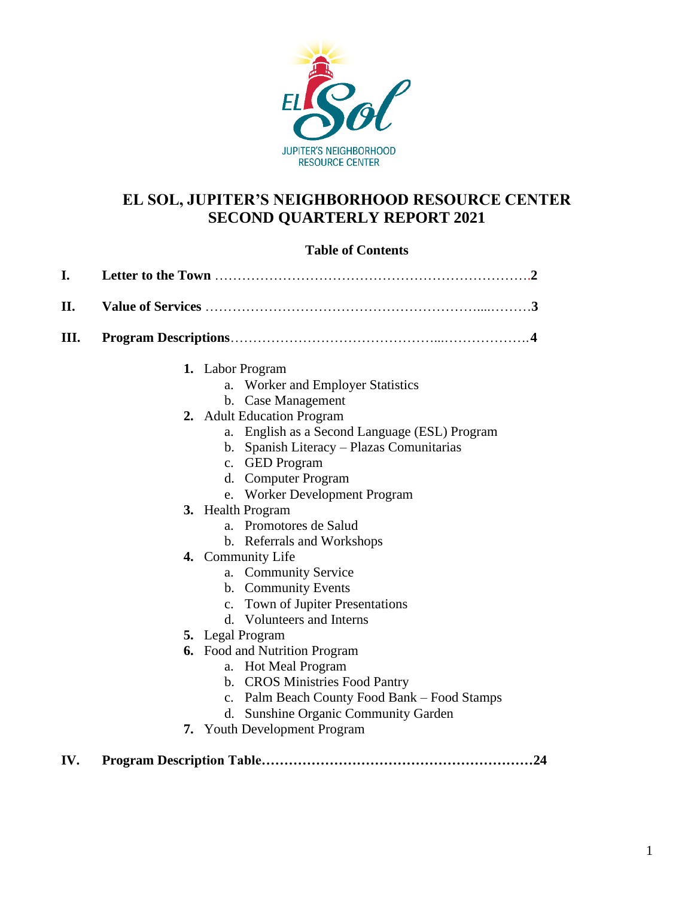# EL SOL, JUPITER'S NEIGHBORHOOD RESOURCE CENTER
# SECOND QUARTERLY REPORT 2021

**Table of Contents**

**I. Letter to the Town** ……………………………………………………………**2**

**II. Value of Services** …………………………………………………....………**3**

**III. Program Descriptions**……………………………………...……………….**4**

1. Labor Program
   a. Worker and Employer Statistics
   b. Case Management
2. Adult Education Program
   a. English as a Second Language (ESL) Program
   b. Spanish Literacy – Plazas Comunitarias
   c. GED Program
   d. Computer Program
   e. Worker Development Program
3. Health Program
   a. Promotores de Salud
   b. Referrals and Workshops
4. Community Life
   a. Community Service
   b. Community Events
   c. Town of Jupiter Presentations
   d. Volunteers and Interns
5. Legal Program
6. Food and Nutrition Program
   a. Hot Meal Program
   b. CROS Ministries Food Pantry
   c. Palm Beach County Food Bank – Food Stamps
   d. Sunshine Organic Community Garden
7. Youth Development Program

**IV. Program Description Table……………………………………………………24**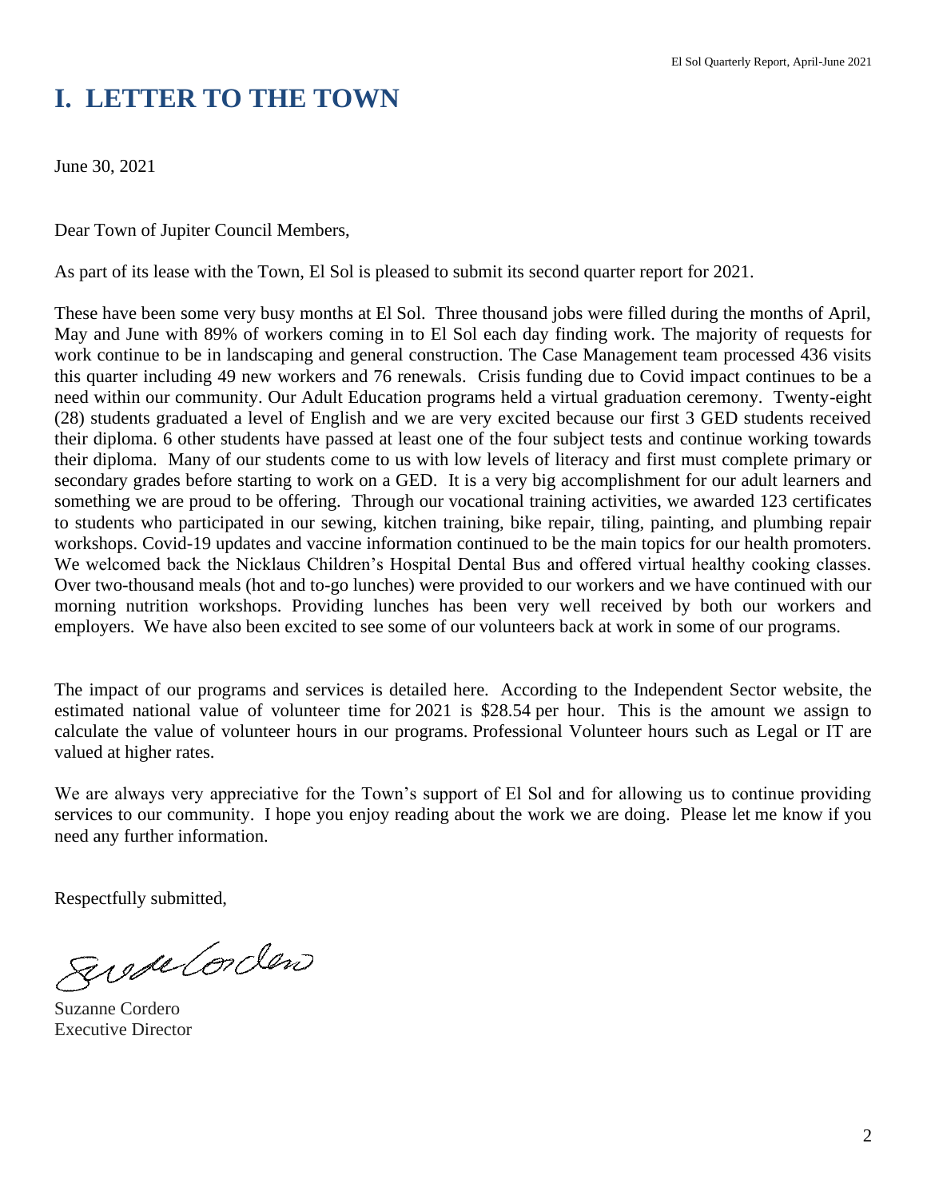# I. LETTER TO THE TOWN

June 30, 2021

Dear Town of Jupiter Council Members,

As part of its lease with the Town, El Sol is pleased to submit its second quarter report for 2021.

These have been some very busy months at El Sol. Three thousand jobs were filled during the months of April, May and June with 89% of workers coming in to El Sol each day finding work. The majority of requests for work continue to be in landscaping and general construction. The Case Management team processed 436 visits this quarter including 49 new workers and 76 renewals. Crisis funding due to Covid impact continues to be a need within our community. Our Adult Education programs held a virtual graduation ceremony. Twenty-eight (28) students graduated a level of English and we are very excited because our first 3 GED students received their diploma. 6 other students have passed at least one of the four subject tests and continue working towards their diploma. Many of our students come to us with low levels of literacy and first must complete primary or secondary grades before starting to work on a GED. It is a very big accomplishment for our adult learners and something we are proud to be offering. Through our vocational training activities, we awarded 123 certificates to students who participated in our sewing, kitchen training, bike repair, tiling, painting, and plumbing repair workshops. Covid-19 updates and vaccine information continued to be the main topics for our health promoters. We welcomed back the Nicklaus Children's Hospital Dental Bus and offered virtual healthy cooking classes. Over two-thousand meals (hot and to-go lunches) were provided to our workers and we have continued with our morning nutrition workshops. Providing lunches has been very well received by both our workers and employers. We have also been excited to see some of our volunteers back at work in some of our programs.

The impact of our programs and services is detailed here. According to the Independent Sector website, the estimated national value of volunteer time for 2021 is $28.54 per hour. This is the amount we assign to calculate the value of volunteer hours in our programs. Professional Volunteer hours such as Legal or IT are valued at higher rates.

We are always very appreciative for the Town's support of El Sol and for allowing us to continue providing services to our community. I hope you enjoy reading about the work we are doing. Please let me know if you need any further information.

Respectfully submitted,

Suzanne Cordero
Executive Director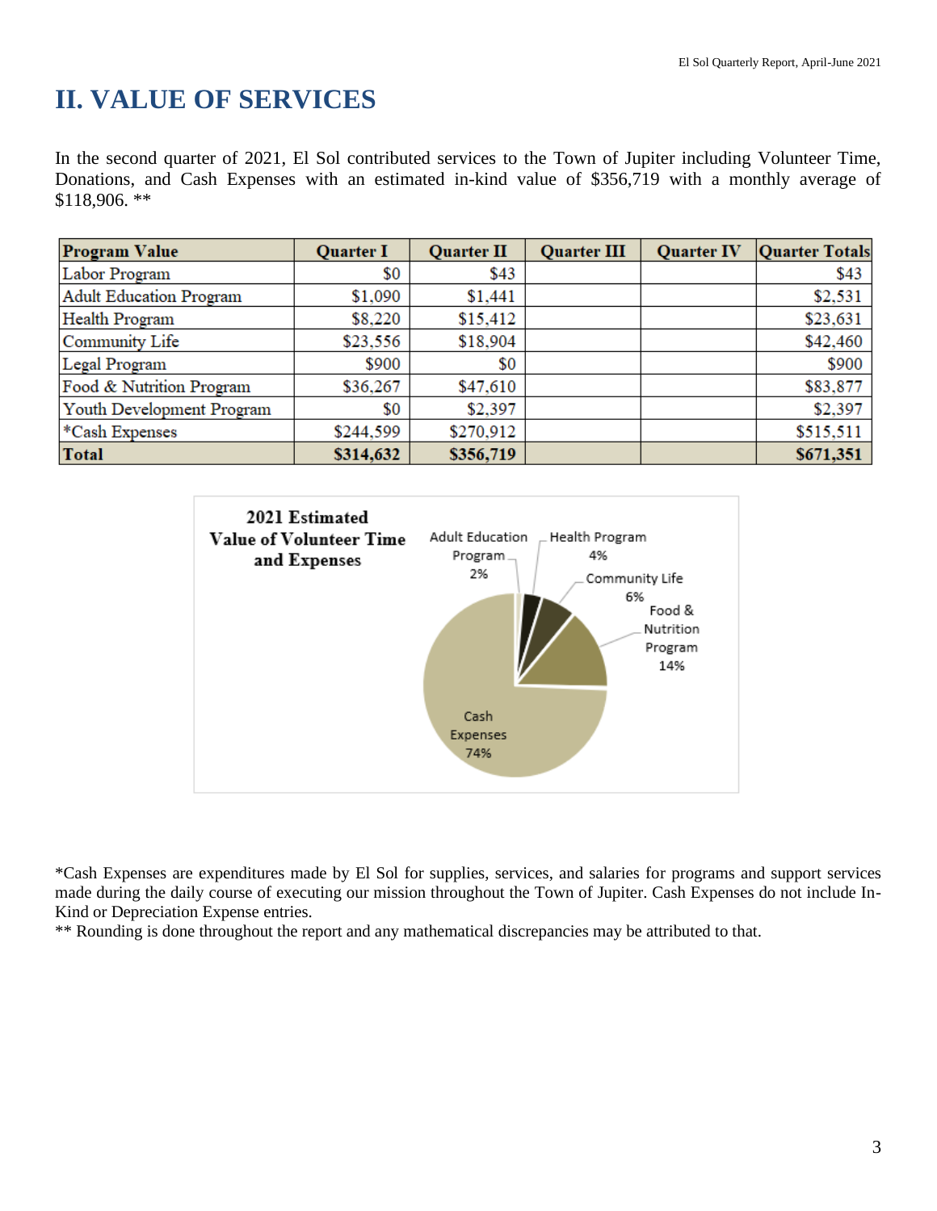# II. VALUE OF SERVICES

In the second quarter of 2021, El Sol contributed services to the Town of Jupiter including Volunteer Time, Donations, and Cash Expenses with an estimated in-kind value of $356,719 with a monthly average of $118,906. **

| Program Value | Quarter I | Quarter II | Quarter III | Quarter IV | Quarter Totals |
|---|---|---|---|---|---|
| Labor Program | $0 | $43 | | | $43 |
| Adult Education Program | $1,090 | $1,441 | | | $2,531 |
| Health Program | $8,220 | $15,412 | | | $23,631 |
| Community Life | $23,556 | $18,904 | | | $42,460 |
| Legal Program | $900 | $0 | | | $900 |
| Food & Nutrition Program | $36,267 | $47,610 | | | $83,877 |
| Youth Development Program | $0 | $2,397 | | | $2,397 |
| *Cash Expenses | $244,599 | $270,912 | | | $515,511 |
| **Total** | **$314,632** | **$356,719** | | | **$671,351** |

**2021 Estimated Value of Volunteer Time and Expenses**

Adult Education Program 2%; Health Program 4%; Community Life 6%; Food & Nutrition Program 14%; Cash Expenses 74%

*Cash Expenses are expenditures made by El Sol for supplies, services, and salaries for programs and support services made during the daily course of executing our mission throughout the Town of Jupiter. Cash Expenses do not include In-Kind or Depreciation Expense entries.

** Rounding is done throughout the report and any mathematical discrepancies may be attributed to that.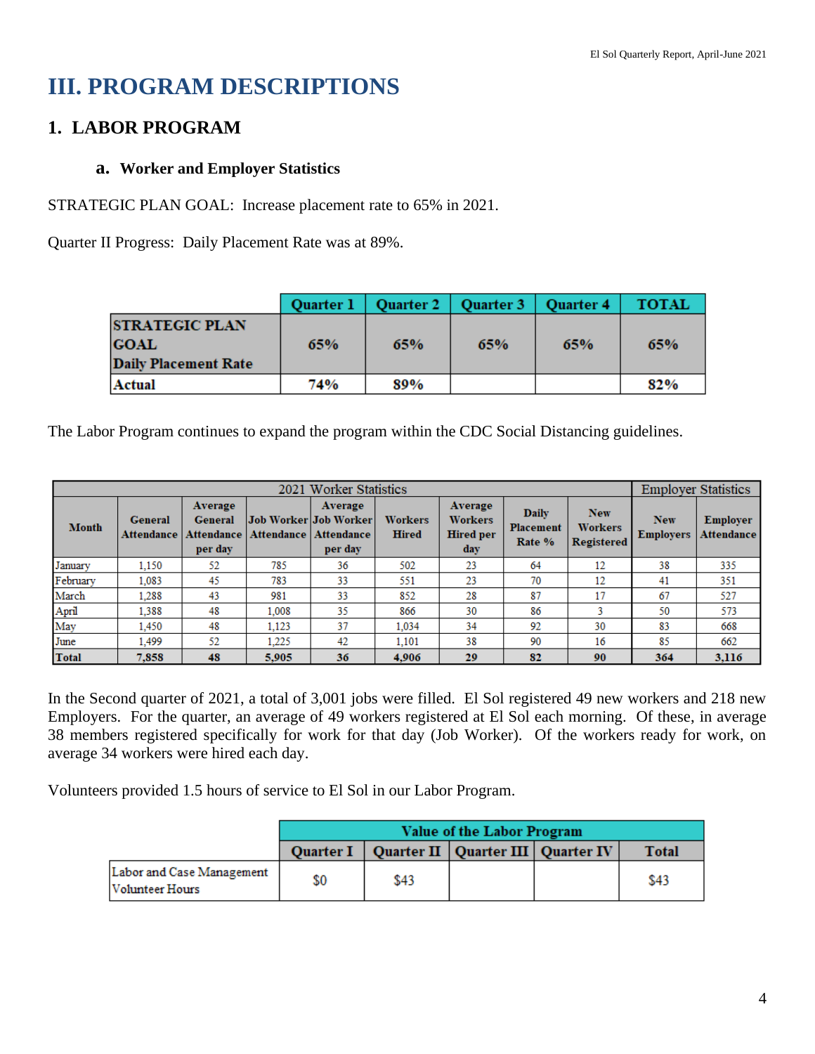# III. PROGRAM DESCRIPTIONS

## 1. LABOR PROGRAM

### a. Worker and Employer Statistics

STRATEGIC PLAN GOAL: Increase placement rate to 65% in 2021.

Quarter II Progress: Daily Placement Rate was at 89%.

| | Quarter 1 | Quarter 2 | Quarter 3 | Quarter 4 | TOTAL |
|---|---|---|---|---|---|
| **STRATEGIC PLAN GOAL Daily Placement Rate** | **65%** | **65%** | **65%** | **65%** | **65%** |
| **Actual** | **74%** | **89%** | | | **82%** |

The Labor Program continues to expand the program within the CDC Social Distancing guidelines.

| 2021 Worker Statistics | | | | | | | | | | Employer Statistics | |
|---|---|---|---|---|---|---|---|---|---|---|---|
| **Month** | **General Attendance** | **Average General Attendance per day** | **Job Worker Attendance** | **Average Job Worker Attendance per day** | **Workers Hired** | **Average Workers Hired per day** | **Daily Placement Rate %** | **New Workers Registered** | **New Employers** | **Employer Attendance** |
| January | 1,150 | 52 | 785 | 36 | 502 | 23 | 64 | 12 | 38 | 335 |
| February | 1,083 | 45 | 783 | 33 | 551 | 23 | 70 | 12 | 41 | 351 |
| March | 1,288 | 43 | 981 | 33 | 852 | 28 | 87 | 17 | 67 | 527 |
| April | 1,388 | 48 | 1,008 | 35 | 866 | 30 | 86 | 3 | 50 | 573 |
| May | 1,450 | 48 | 1,123 | 37 | 1,034 | 34 | 92 | 30 | 83 | 668 |
| June | 1,499 | 52 | 1,225 | 42 | 1,101 | 38 | 90 | 16 | 85 | 662 |
| **Total** | **7,858** | **48** | **5,905** | **36** | **4,906** | **29** | **82** | **90** | **364** | **3,116** |

In the Second quarter of 2021, a total of 3,001 jobs were filled. El Sol registered 49 new workers and 218 new Employers. For the quarter, an average of 49 workers registered at El Sol each morning. Of these, in average 38 members registered specifically for work for that day (Job Worker). Of the workers ready for work, on average 34 workers were hired each day.

Volunteers provided 1.5 hours of service to El Sol in our Labor Program.

| | Value of the Labor Program | | | | |
|---|---|---|---|---|---|
| | **Quarter I** | **Quarter II** | **Quarter III** | **Quarter IV** | **Total** |
| Labor and Case Management Volunteer Hours | $0 | $43 | | | $43 |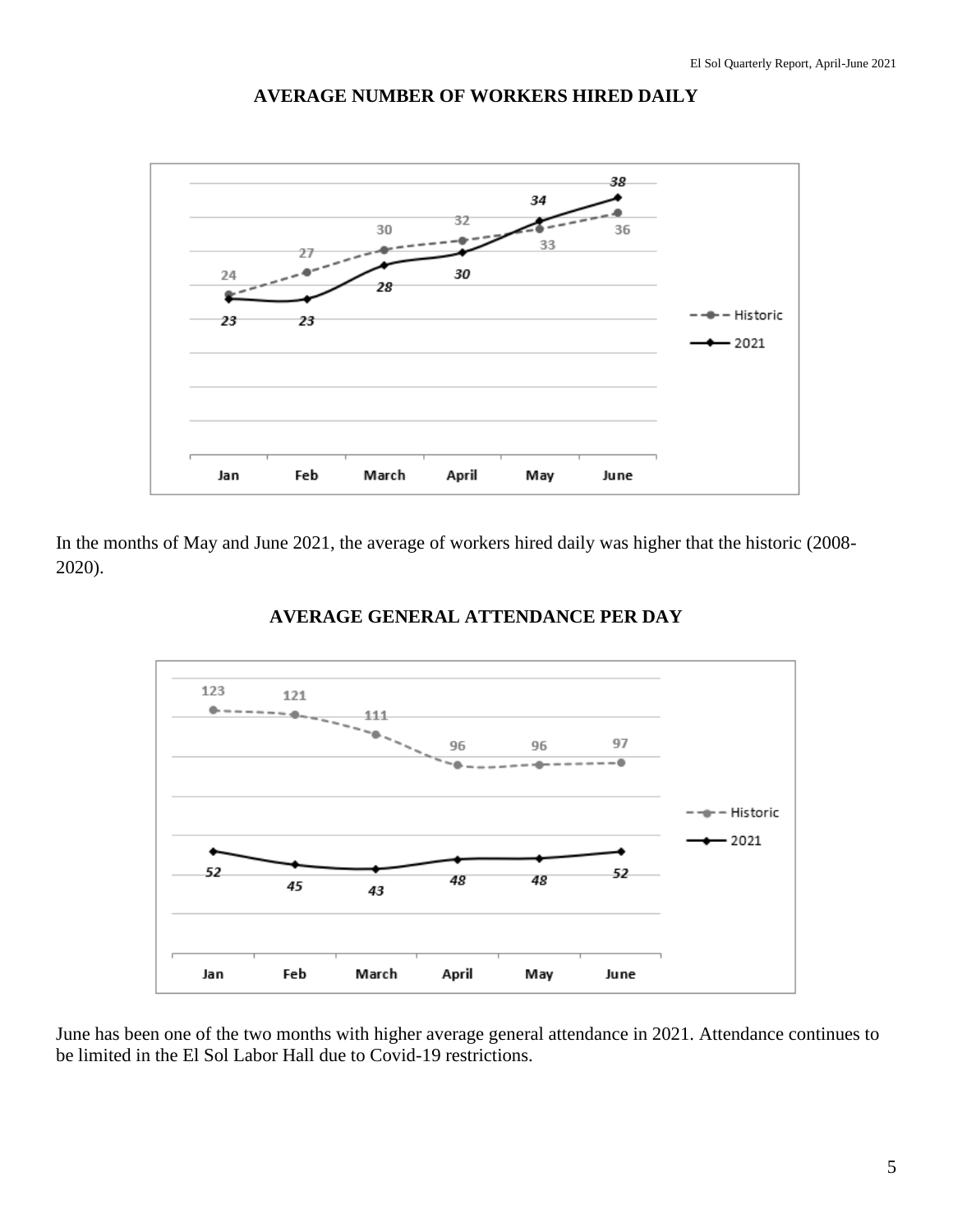## AVERAGE NUMBER OF WORKERS HIRED DAILY

| | Jan | Feb | March | April | May | June |
|---|---|---|---|---|---|---|
| Historic | 24 | 27 | 30 | 32 | 33 | 36 |
| 2021 | 23 | 23 | 28 | 30 | 34 | 38 |

In the months of May and June 2021, the average of workers hired daily was higher that the historic (2008-2020).

## AVERAGE GENERAL ATTENDANCE PER DAY

| | Jan | Feb | March | April | May | June |
|---|---|---|---|---|---|---|
| Historic | 123 | 121 | 111 | 96 | 96 | 97 |
| 2021 | 52 | 45 | 43 | 48 | 48 | 52 |

June has been one of the two months with higher average general attendance in 2021. Attendance continues to be limited in the El Sol Labor Hall due to Covid-19 restrictions.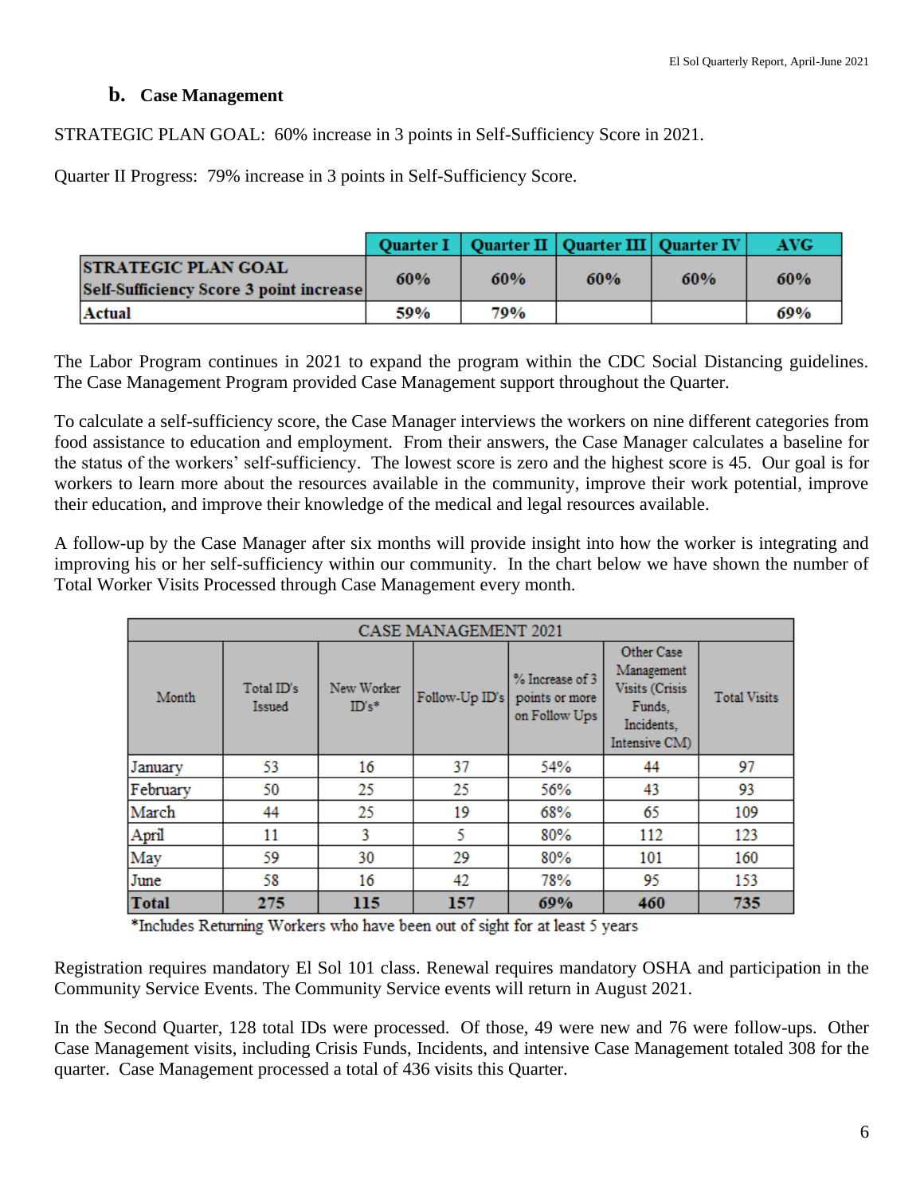### b. Case Management

STRATEGIC PLAN GOAL: 60% increase in 3 points in Self-Sufficiency Score in 2021.

Quarter II Progress: 79% increase in 3 points in Self-Sufficiency Score.

| | Quarter I | Quarter II | Quarter III | Quarter IV | AVG |
|---|---|---|---|---|---|
| **STRATEGIC PLAN GOAL Self-Sufficiency Score 3 point increase** | **60%** | **60%** | **60%** | **60%** | **60%** |
| **Actual** | **59%** | **79%** | | | **69%** |

The Labor Program continues in 2021 to expand the program within the CDC Social Distancing guidelines. The Case Management Program provided Case Management support throughout the Quarter.

To calculate a self-sufficiency score, the Case Manager interviews the workers on nine different categories from food assistance to education and employment. From their answers, the Case Manager calculates a baseline for the status of the workers' self-sufficiency. The lowest score is zero and the highest score is 45. Our goal is for workers to learn more about the resources available in the community, improve their work potential, improve their education, and improve their knowledge of the medical and legal resources available.

A follow-up by the Case Manager after six months will provide insight into how the worker is integrating and improving his or her self-sufficiency within our community. In the chart below we have shown the number of Total Worker Visits Processed through Case Management every month.

| CASE MANAGEMENT 2021 | | | | | | |
|---|---|---|---|---|---|---|
| Month | Total ID's Issued | New Worker ID's* | Follow-Up ID's | % Increase of 3 points or more on Follow Ups | Other Case Management Visits (Crisis Funds, Incidents, Intensive CM) | Total Visits |
| January | 53 | 16 | 37 | 54% | 44 | 97 |
| February | 50 | 25 | 25 | 56% | 43 | 93 |
| March | 44 | 25 | 19 | 68% | 65 | 109 |
| April | 11 | 3 | 5 | 80% | 112 | 123 |
| May | 59 | 30 | 29 | 80% | 101 | 160 |
| June | 58 | 16 | 42 | 78% | 95 | 153 |
| **Total** | **275** | **115** | **157** | **69%** | **460** | **735** |

*Includes Returning Workers who have been out of sight for at least 5 years

Registration requires mandatory El Sol 101 class. Renewal requires mandatory OSHA and participation in the Community Service Events. The Community Service events will return in August 2021.

In the Second Quarter, 128 total IDs were processed. Of those, 49 were new and 76 were follow-ups. Other Case Management visits, including Crisis Funds, Incidents, and intensive Case Management totaled 308 for the quarter. Case Management processed a total of 436 visits this Quarter.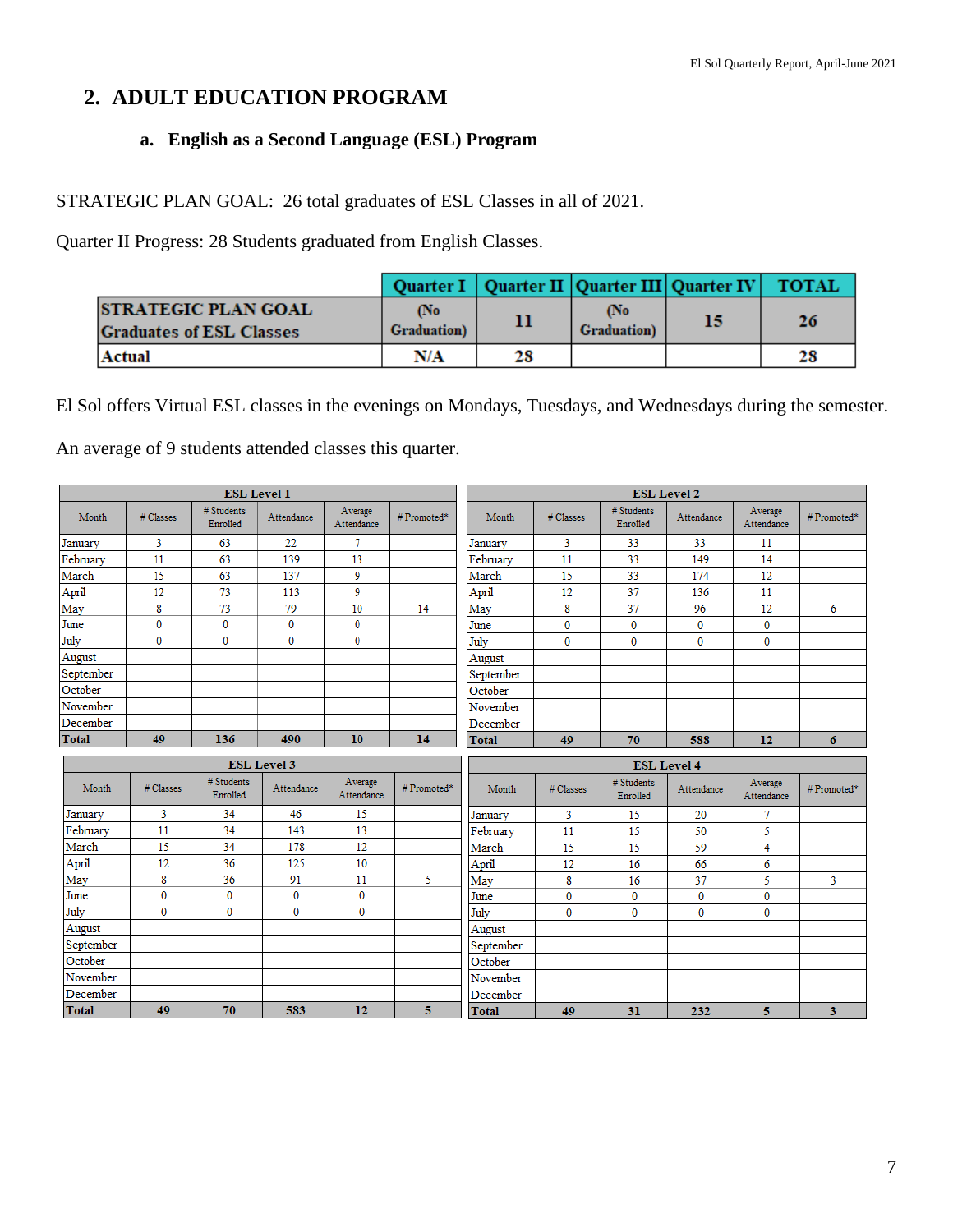## 2. ADULT EDUCATION PROGRAM

### a. English as a Second Language (ESL) Program

STRATEGIC PLAN GOAL: 26 total graduates of ESL Classes in all of 2021.

Quarter II Progress: 28 Students graduated from English Classes.

| | Quarter I | Quarter II | Quarter III | Quarter IV | TOTAL |
|---|---|---|---|---|---|
| **STRATEGIC PLAN GOAL Graduates of ESL Classes** | (No Graduation) | 11 | (No Graduation) | 15 | 26 |
| **Actual** | N/A | 28 | | | 28 |

El Sol offers Virtual ESL classes in the evenings on Mondays, Tuesdays, and Wednesdays during the semester.

An average of 9 students attended classes this quarter.

| ESL Level 1 | | | | | |
|---|---|---|---|---|---|
| Month | # Classes | # Students Enrolled | Attendance | Average Attendance | # Promoted* |
| January | 3 | 63 | 22 | 7 | |
| February | 11 | 63 | 139 | 13 | |
| March | 15 | 63 | 137 | 9 | |
| April | 12 | 73 | 113 | 9 | |
| May | 8 | 73 | 79 | 10 | 14 |
| June | 0 | 0 | 0 | 0 | |
| July | 0 | 0 | 0 | 0 | |
| August | | | | | |
| September | | | | | |
| October | | | | | |
| November | | | | | |
| December | | | | | |
| **Total** | **49** | **136** | **490** | **10** | **14** |

| ESL Level 2 | | | | | |
|---|---|---|---|---|---|
| Month | # Classes | # Students Enrolled | Attendance | Average Attendance | # Promoted* |
| January | 3 | 33 | 33 | 11 | |
| February | 11 | 33 | 149 | 14 | |
| March | 15 | 33 | 174 | 12 | |
| April | 12 | 37 | 136 | 11 | |
| May | 8 | 37 | 96 | 12 | 6 |
| June | 0 | 0 | 0 | 0 | |
| July | 0 | 0 | 0 | 0 | |
| August | | | | | |
| September | | | | | |
| October | | | | | |
| November | | | | | |
| December | | | | | |
| **Total** | **49** | **70** | **588** | **12** | **6** |

| ESL Level 3 | | | | | |
|---|---|---|---|---|---|
| Month | # Classes | # Students Enrolled | Attendance | Average Attendance | # Promoted* |
| January | 3 | 34 | 46 | 15 | |
| February | 11 | 34 | 143 | 13 | |
| March | 15 | 34 | 178 | 12 | |
| April | 12 | 36 | 125 | 10 | |
| May | 8 | 36 | 91 | 11 | 5 |
| June | 0 | 0 | 0 | 0 | |
| July | 0 | 0 | 0 | 0 | |
| August | | | | | |
| September | | | | | |
| October | | | | | |
| November | | | | | |
| December | | | | | |
| **Total** | **49** | **70** | **583** | **12** | **5** |

| ESL Level 4 | | | | | |
|---|---|---|---|---|---|
| Month | # Classes | # Students Enrolled | Attendance | Average Attendance | # Promoted* |
| January | 3 | 15 | 20 | 7 | |
| February | 11 | 15 | 50 | 5 | |
| March | 15 | 15 | 59 | 4 | |
| April | 12 | 16 | 66 | 6 | |
| May | 8 | 16 | 37 | 5 | 3 |
| June | 0 | 0 | 0 | 0 | |
| July | 0 | 0 | 0 | 0 | |
| August | | | | | |
| September | | | | | |
| October | | | | | |
| November | | | | | |
| December | | | | | |
| **Total** | **49** | **31** | **232** | **5** | **3** |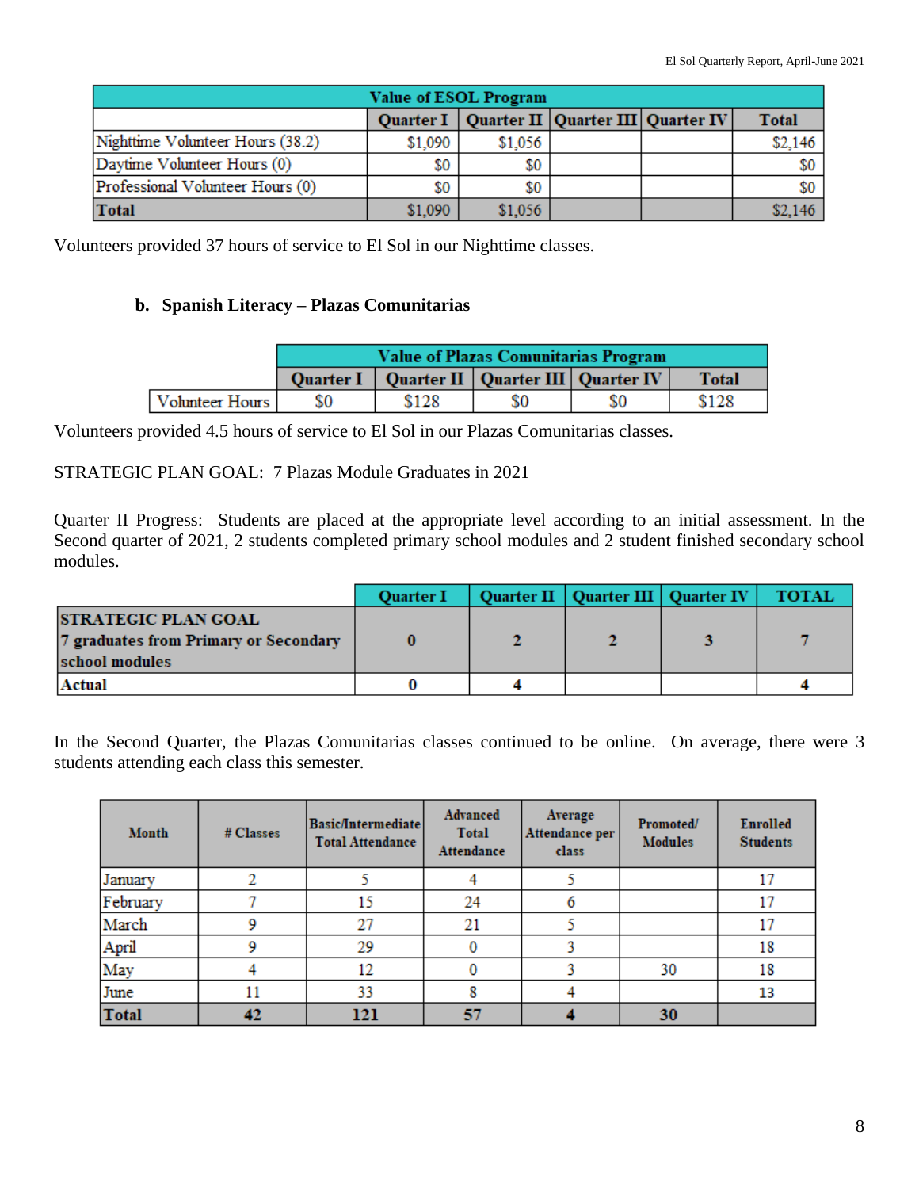| Value of ESOL Program | | | | | |
|---|---|---|---|---|---|
| | Quarter I | Quarter II | Quarter III | Quarter IV | Total |
| Nighttime Volunteer Hours (38.2) | $1,090 | $1,056 | | | $2,146 |
| Daytime Volunteer Hours (0) | $0 | $0 | | | $0 |
| Professional Volunteer Hours (0) | $0 | $0 | | | $0 |
| **Total** | $1,090 | $1,056 | | | $2,146 |

Volunteers provided 37 hours of service to El Sol in our Nighttime classes.

### b. Spanish Literacy – Plazas Comunitarias

| | Value of Plazas Comunitarias Program | | | | |
|---|---|---|---|---|---|
| | Quarter I | Quarter II | Quarter III | Quarter IV | Total |
| Volunteer Hours | $0 | $128 | $0 | $0 | $128 |

Volunteers provided 4.5 hours of service to El Sol in our Plazas Comunitarias classes.

STRATEGIC PLAN GOAL: 7 Plazas Module Graduates in 2021

Quarter II Progress: Students are placed at the appropriate level according to an initial assessment. In the Second quarter of 2021, 2 students completed primary school modules and 2 student finished secondary school modules.

| | Quarter I | Quarter II | Quarter III | Quarter IV | TOTAL |
|---|---|---|---|---|---|
| **STRATEGIC PLAN GOAL 7 graduates from Primary or Secondary school modules** | 0 | 2 | 2 | 3 | 7 |
| **Actual** | 0 | 4 | | | 4 |

In the Second Quarter, the Plazas Comunitarias classes continued to be online. On average, there were 3 students attending each class this semester.

| Month | # Classes | Basic/Intermediate Total Attendance | Advanced Total Attendance | Average Attendance per class | Promoted/ Modules | Enrolled Students |
|---|---|---|---|---|---|---|
| January | 2 | 5 | 4 | 5 | | 17 |
| February | 7 | 15 | 24 | 6 | | 17 |
| March | 9 | 27 | 21 | 5 | | 17 |
| April | 9 | 29 | 0 | 3 | | 18 |
| May | 4 | 12 | 0 | 3 | 30 | 18 |
| June | 11 | 33 | 8 | 4 | | 13 |
| **Total** | **42** | **121** | **57** | **4** | **30** | |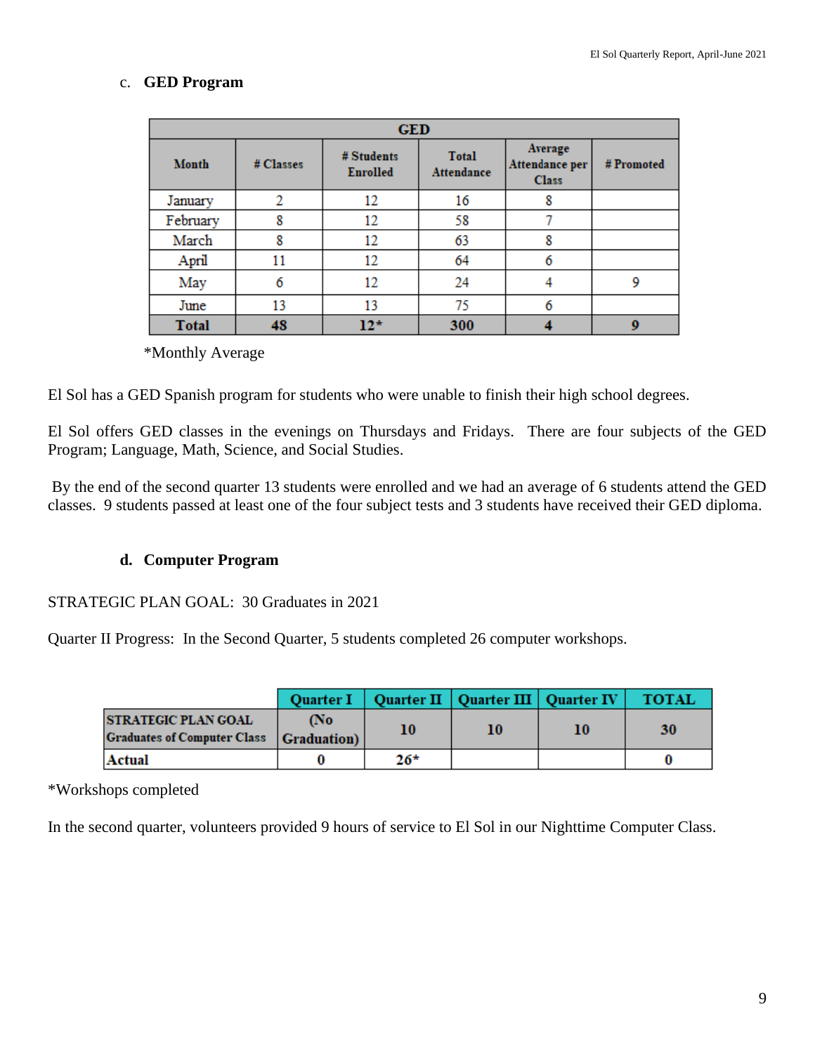c. **GED Program**

| GED | | | | | |
|---|---|---|---|---|---|
| Month | # Classes | # Students Enrolled | Total Attendance | Average Attendance per Class | # Promoted |
| January | 2 | 12 | 16 | 8 | |
| February | 8 | 12 | 58 | 7 | |
| March | 8 | 12 | 63 | 8 | |
| April | 11 | 12 | 64 | 6 | |
| May | 6 | 12 | 24 | 4 | 9 |
| June | 13 | 13 | 75 | 6 | |
| **Total** | **48** | **12*** | **300** | **4** | **9** |

*Monthly Average

El Sol has a GED Spanish program for students who were unable to finish their high school degrees.

El Sol offers GED classes in the evenings on Thursdays and Fridays. There are four subjects of the GED Program; Language, Math, Science, and Social Studies.

By the end of the second quarter 13 students were enrolled and we had an average of 6 students attend the GED classes. 9 students passed at least one of the four subject tests and 3 students have received their GED diploma.

**d. Computer Program**

STRATEGIC PLAN GOAL: 30 Graduates in 2021

Quarter II Progress: In the Second Quarter, 5 students completed 26 computer workshops.

| | Quarter I | Quarter II | Quarter III | Quarter IV | TOTAL |
|---|---|---|---|---|---|
| STRATEGIC PLAN GOAL Graduates of Computer Class | (No Graduation) | 10 | 10 | 10 | 30 |
| Actual | 0 | 26* | | | 0 |

*Workshops completed

In the second quarter, volunteers provided 9 hours of service to El Sol in our Nighttime Computer Class.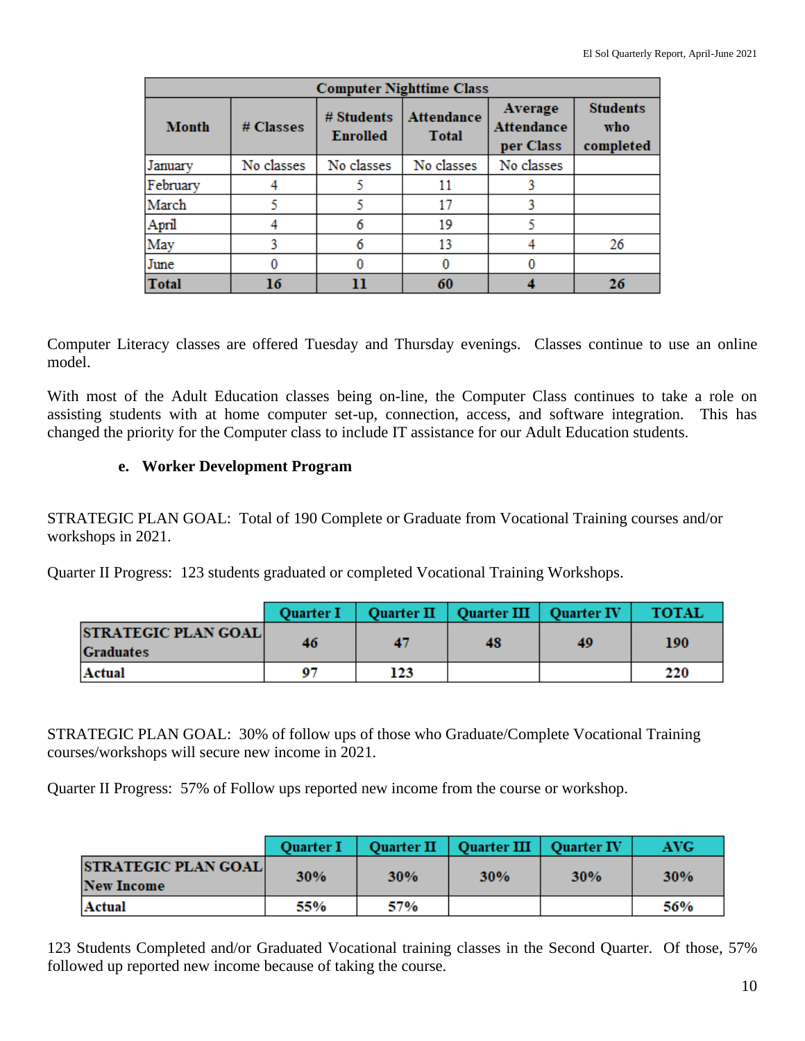| Computer Nighttime Class | | | | | |
|---|---|---|---|---|---|
| **Month** | **# Classes** | **# Students Enrolled** | **Attendance Total** | **Average Attendance per Class** | **Students who completed** |
| January | No classes | No classes | No classes | No classes | |
| February | 4 | 5 | 11 | 3 | |
| March | 5 | 5 | 17 | 3 | |
| April | 4 | 6 | 19 | 5 | |
| May | 3 | 6 | 13 | 4 | 26 |
| June | 0 | 0 | 0 | 0 | |
| **Total** | **16** | **11** | **60** | **4** | **26** |

Computer Literacy classes are offered Tuesday and Thursday evenings. Classes continue to use an online model.

With most of the Adult Education classes being on-line, the Computer Class continues to take a role on assisting students with at home computer set-up, connection, access, and software integration. This has changed the priority for the Computer class to include IT assistance for our Adult Education students.

### e. Worker Development Program

STRATEGIC PLAN GOAL: Total of 190 Complete or Graduate from Vocational Training courses and/or workshops in 2021.

Quarter II Progress: 123 students graduated or completed Vocational Training Workshops.

| | Quarter I | Quarter II | Quarter III | Quarter IV | TOTAL |
|---|---|---|---|---|---|
| **STRATEGIC PLAN GOAL Graduates** | 46 | 47 | 48 | 49 | 190 |
| **Actual** | 97 | 123 | | | 220 |

STRATEGIC PLAN GOAL: 30% of follow ups of those who Graduate/Complete Vocational Training courses/workshops will secure new income in 2021.

Quarter II Progress: 57% of Follow ups reported new income from the course or workshop.

| | Quarter I | Quarter II | Quarter III | Quarter IV | AVG |
|---|---|---|---|---|---|
| **STRATEGIC PLAN GOAL New Income** | 30% | 30% | 30% | 30% | 30% |
| **Actual** | 55% | 57% | | | 56% |

123 Students Completed and/or Graduated Vocational training classes in the Second Quarter. Of those, 57% followed up reported new income because of taking the course.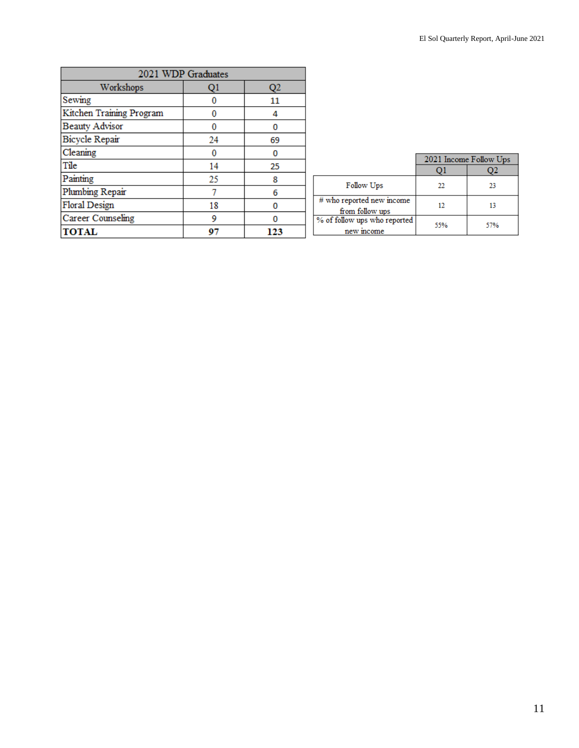| 2021 WDP Graduates | | |
|---|---|---|
| Workshops | Q1 | Q2 |
| Sewing | 0 | 11 |
| Kitchen Training Program | 0 | 4 |
| Beauty Advisor | 0 | 0 |
| Bicycle Repair | 24 | 69 |
| Cleaning | 0 | 0 |
| Tile | 14 | 25 |
| Painting | 25 | 8 |
| Plumbing Repair | 7 | 6 |
| Floral Design | 18 | 0 |
| Career Counseling | 9 | 0 |
| **TOTAL** | **97** | **123** |

| | 2021 Income Follow Ups | |
|---|---|---|
| | Q1 | Q2 |
| Follow Ups | 22 | 23 |
| # who reported new income from follow ups | 12 | 13 |
| % of follow ups who reported new income | 55% | 57% |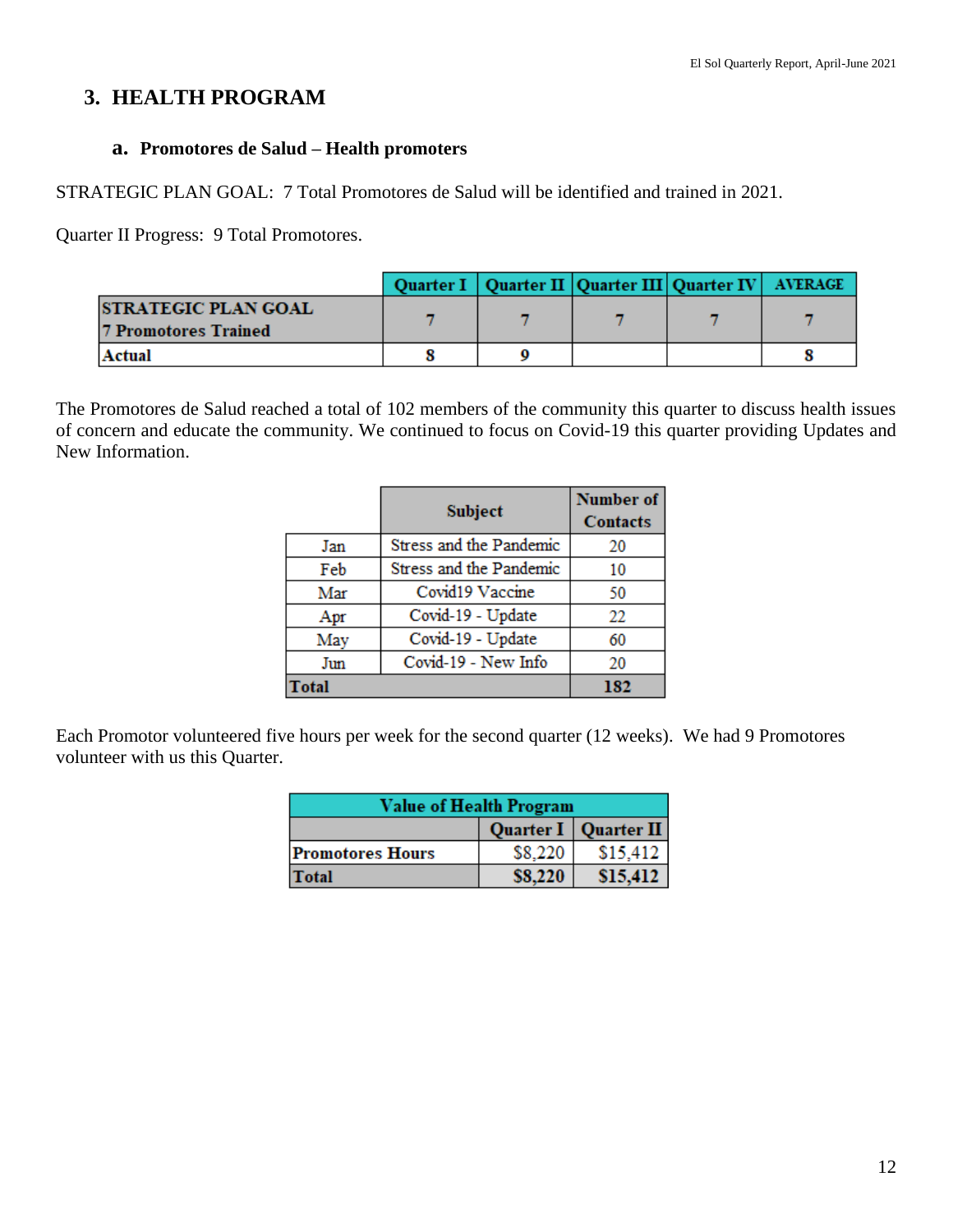## 3. HEALTH PROGRAM

### a. Promotores de Salud – Health promoters

STRATEGIC PLAN GOAL: 7 Total Promotores de Salud will be identified and trained in 2021.

Quarter II Progress: 9 Total Promotores.

| | Quarter I | Quarter II | Quarter III | Quarter IV | AVERAGE |
|---|---|---|---|---|---|
| **STRATEGIC PLAN GOAL 7 Promotores Trained** | 7 | 7 | 7 | 7 | 7 |
| **Actual** | 8 | 9 | | | 8 |

The Promotores de Salud reached a total of 102 members of the community this quarter to discuss health issues of concern and educate the community. We continued to focus on Covid-19 this quarter providing Updates and New Information.

| | Subject | Number of Contacts |
|---|---|---|
| Jan | Stress and the Pandemic | 20 |
| Feb | Stress and the Pandemic | 10 |
| Mar | Covid19 Vaccine | 50 |
| Apr | Covid-19 - Update | 22 |
| May | Covid-19 - Update | 60 |
| Jun | Covid-19 - New Info | 20 |
| **Total** | | **182** |

Each Promotor volunteered five hours per week for the second quarter (12 weeks). We had 9 Promotores volunteer with us this Quarter.

| Value of Health Program | | |
|---|---|---|
| | Quarter I | Quarter II |
| **Promotores Hours** | $8,220 | $15,412 |
| **Total** | **$8,220** | **$15,412** |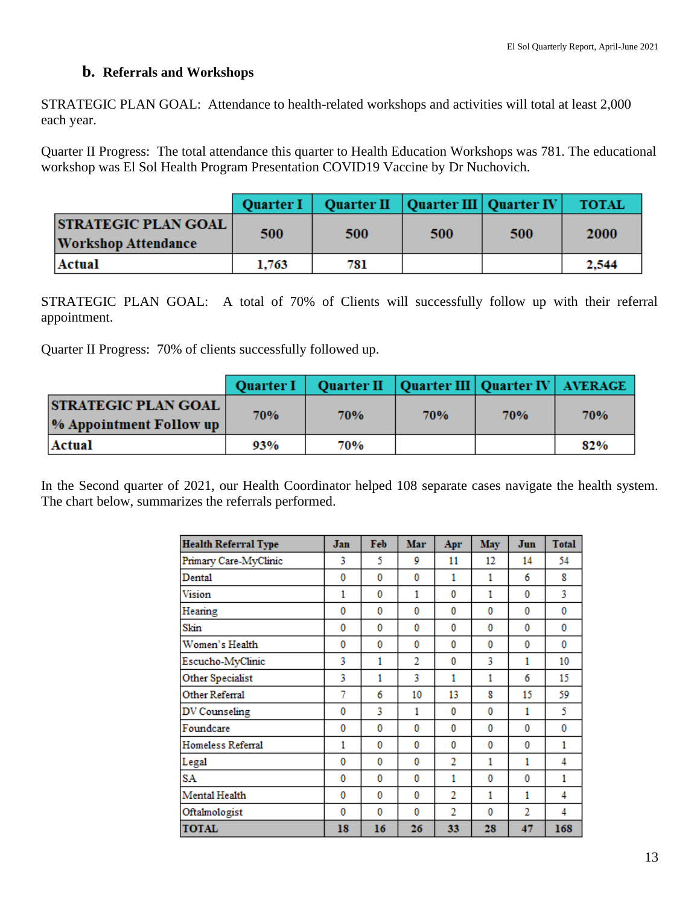### b. Referrals and Workshops

STRATEGIC PLAN GOAL: Attendance to health-related workshops and activities will total at least 2,000 each year.

Quarter II Progress: The total attendance this quarter to Health Education Workshops was 781. The educational workshop was El Sol Health Program Presentation COVID19 Vaccine by Dr Nuchovich.

| | Quarter I | Quarter II | Quarter III | Quarter IV | TOTAL |
|---|---|---|---|---|---|
| **STRATEGIC PLAN GOAL Workshop Attendance** | 500 | 500 | 500 | 500 | 2000 |
| **Actual** | 1,763 | 781 | | | 2,544 |

STRATEGIC PLAN GOAL: A total of 70% of Clients will successfully follow up with their referral appointment.

Quarter II Progress: 70% of clients successfully followed up.

| | Quarter I | Quarter II | Quarter III | Quarter IV | AVERAGE |
|---|---|---|---|---|---|
| **STRATEGIC PLAN GOAL % Appointment Follow up** | 70% | 70% | 70% | 70% | 70% |
| **Actual** | 93% | 70% | | | 82% |

In the Second quarter of 2021, our Health Coordinator helped 108 separate cases navigate the health system. The chart below, summarizes the referrals performed.

| Health Referral Type | Jan | Feb | Mar | Apr | May | Jun | Total |
|---|---|---|---|---|---|---|---|
| Primary Care-MyClinic | 3 | 5 | 9 | 11 | 12 | 14 | 54 |
| Dental | 0 | 0 | 0 | 1 | 1 | 6 | 8 |
| Vision | 1 | 0 | 1 | 0 | 1 | 0 | 3 |
| Hearing | 0 | 0 | 0 | 0 | 0 | 0 | 0 |
| Skin | 0 | 0 | 0 | 0 | 0 | 0 | 0 |
| Women's Health | 0 | 0 | 0 | 0 | 0 | 0 | 0 |
| Escucho-MyClinic | 3 | 1 | 2 | 0 | 3 | 1 | 10 |
| Other Specialist | 3 | 1 | 3 | 1 | 1 | 6 | 15 |
| Other Referral | 7 | 6 | 10 | 13 | 8 | 15 | 59 |
| DV Counseling | 0 | 3 | 1 | 0 | 0 | 1 | 5 |
| Foundcare | 0 | 0 | 0 | 0 | 0 | 0 | 0 |
| Homeless Referral | 1 | 0 | 0 | 0 | 0 | 0 | 1 |
| Legal | 0 | 0 | 0 | 2 | 1 | 1 | 4 |
| SA | 0 | 0 | 0 | 1 | 0 | 0 | 1 |
| Mental Health | 0 | 0 | 0 | 2 | 1 | 1 | 4 |
| Oftalmologist | 0 | 0 | 0 | 2 | 0 | 2 | 4 |
| **TOTAL** | **18** | **16** | **26** | **33** | **28** | **47** | **168** |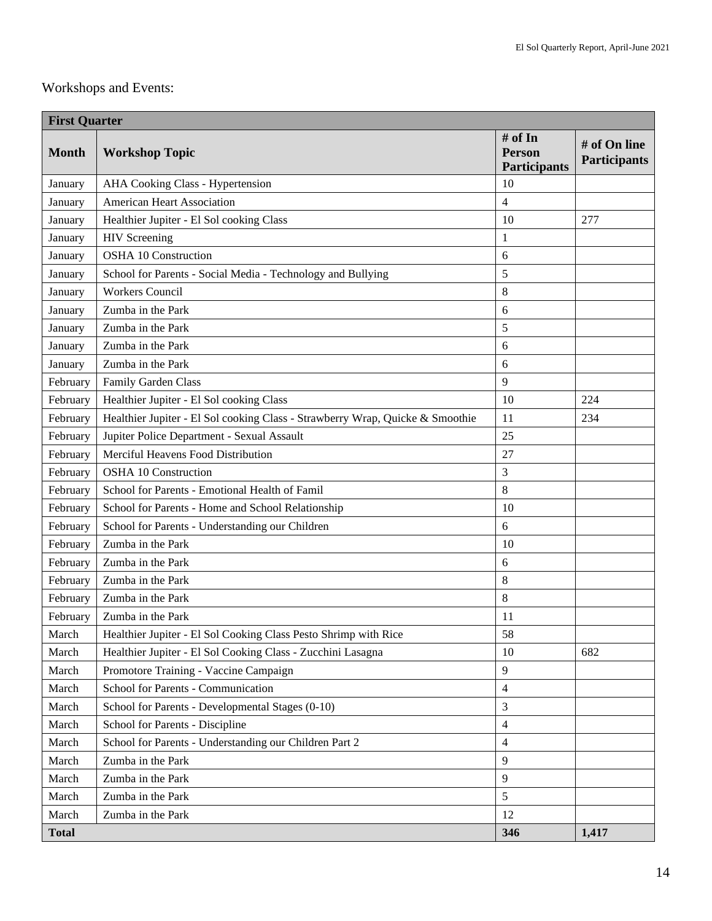Workshops and Events:

| First Quarter | | | |
|---|---|---|---|
| **Month** | **Workshop Topic** | **# of In Person Participants** | **# of On line Participants** |
| January | AHA Cooking Class - Hypertension | 10 | |
| January | American Heart Association | 4 | |
| January | Healthier Jupiter - El Sol cooking Class | 10 | 277 |
| January | HIV Screening | 1 | |
| January | OSHA 10 Construction | 6 | |
| January | School for Parents - Social Media - Technology and Bullying | 5 | |
| January | Workers Council | 8 | |
| January | Zumba in the Park | 6 | |
| January | Zumba in the Park | 5 | |
| January | Zumba in the Park | 6 | |
| January | Zumba in the Park | 6 | |
| February | Family Garden Class | 9 | |
| February | Healthier Jupiter - El Sol cooking Class | 10 | 224 |
| February | Healthier Jupiter - El Sol cooking Class - Strawberry Wrap, Quicke & Smoothie | 11 | 234 |
| February | Jupiter Police Department - Sexual Assault | 25 | |
| February | Merciful Heavens Food Distribution | 27 | |
| February | OSHA 10 Construction | 3 | |
| February | School for Parents - Emotional Health of Famil | 8 | |
| February | School for Parents - Home and School Relationship | 10 | |
| February | School for Parents - Understanding our Children | 6 | |
| February | Zumba in the Park | 10 | |
| February | Zumba in the Park | 6 | |
| February | Zumba in the Park | 8 | |
| February | Zumba in the Park | 8 | |
| February | Zumba in the Park | 11 | |
| March | Healthier Jupiter - El Sol Cooking Class Pesto Shrimp with Rice | 58 | |
| March | Healthier Jupiter - El Sol Cooking Class - Zucchini Lasagna | 10 | 682 |
| March | Promotore Training - Vaccine Campaign | 9 | |
| March | School for Parents - Communication | 4 | |
| March | School for Parents - Developmental Stages (0-10) | 3 | |
| March | School for Parents - Discipline | 4 | |
| March | School for Parents - Understanding our Children Part 2 | 4 | |
| March | Zumba in the Park | 9 | |
| March | Zumba in the Park | 9 | |
| March | Zumba in the Park | 5 | |
| March | Zumba in the Park | 12 | |
| **Total** | | **346** | **1,417** |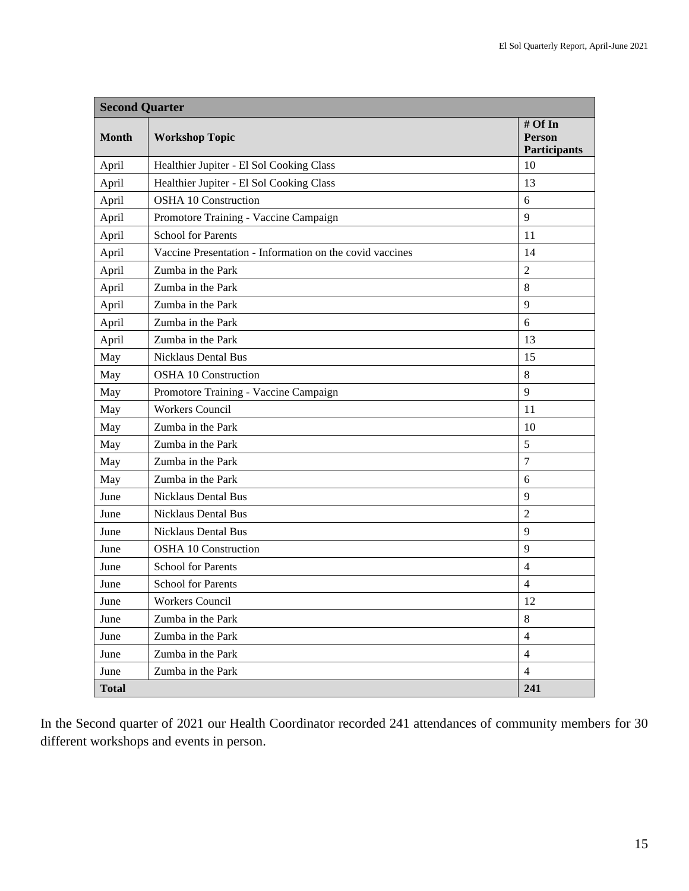| Second Quarter | | |
|---|---|---|
| **Month** | **Workshop Topic** | **# Of In Person Participants** |
| April | Healthier Jupiter - El Sol Cooking Class | 10 |
| April | Healthier Jupiter - El Sol Cooking Class | 13 |
| April | OSHA 10 Construction | 6 |
| April | Promotore Training - Vaccine Campaign | 9 |
| April | School for Parents | 11 |
| April | Vaccine Presentation - Information on the covid vaccines | 14 |
| April | Zumba in the Park | 2 |
| April | Zumba in the Park | 8 |
| April | Zumba in the Park | 9 |
| April | Zumba in the Park | 6 |
| April | Zumba in the Park | 13 |
| May | Nicklaus Dental Bus | 15 |
| May | OSHA 10 Construction | 8 |
| May | Promotore Training - Vaccine Campaign | 9 |
| May | Workers Council | 11 |
| May | Zumba in the Park | 10 |
| May | Zumba in the Park | 5 |
| May | Zumba in the Park | 7 |
| May | Zumba in the Park | 6 |
| June | Nicklaus Dental Bus | 9 |
| June | Nicklaus Dental Bus | 2 |
| June | Nicklaus Dental Bus | 9 |
| June | OSHA 10 Construction | 9 |
| June | School for Parents | 4 |
| June | School for Parents | 4 |
| June | Workers Council | 12 |
| June | Zumba in the Park | 8 |
| June | Zumba in the Park | 4 |
| June | Zumba in the Park | 4 |
| June | Zumba in the Park | 4 |
| **Total** | | **241** |

In the Second quarter of 2021 our Health Coordinator recorded 241 attendances of community members for 30 different workshops and events in person.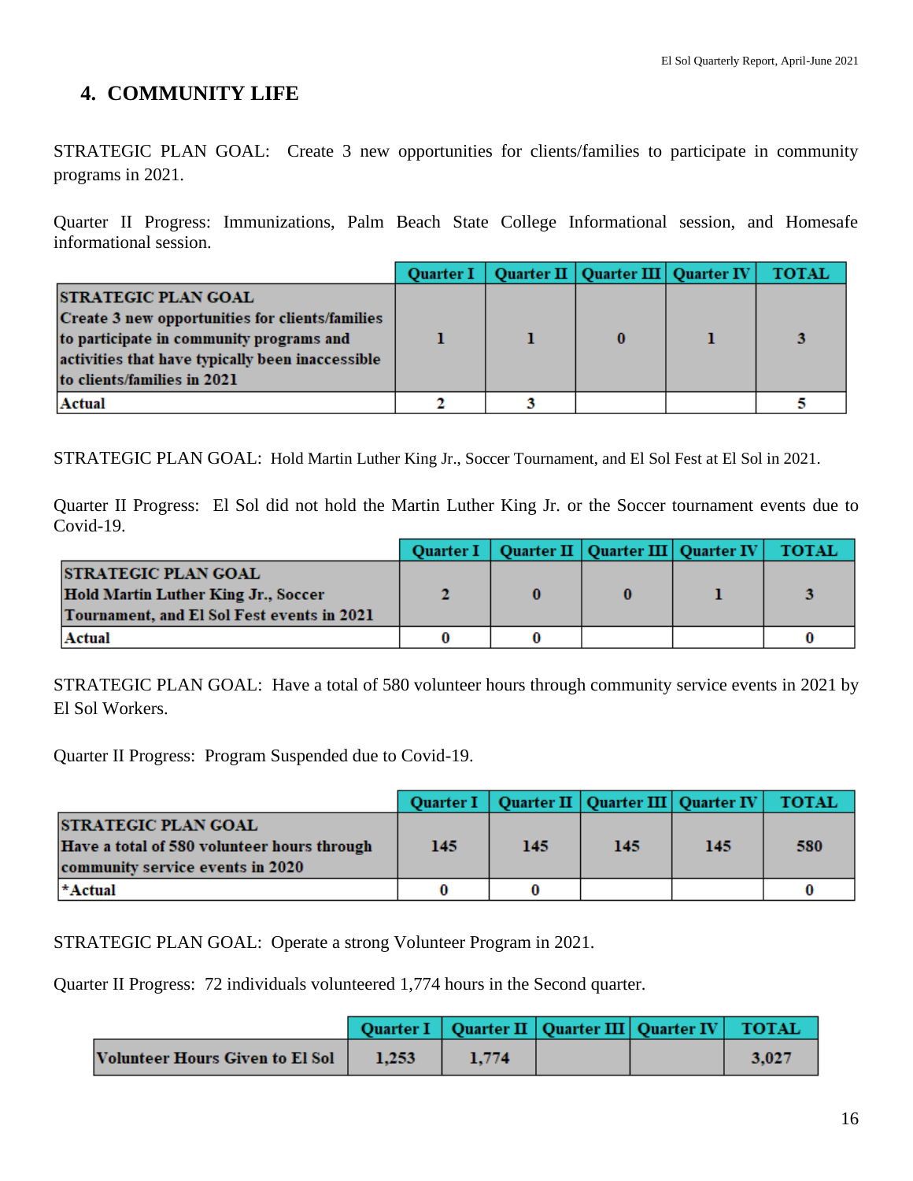## 4. COMMUNITY LIFE

STRATEGIC PLAN GOAL: Create 3 new opportunities for clients/families to participate in community programs in 2021.

Quarter II Progress: Immunizations, Palm Beach State College Informational session, and Homesafe informational session.

| | Quarter I | Quarter II | Quarter III | Quarter IV | TOTAL |
|---|---|---|---|---|---|
| **STRATEGIC PLAN GOAL** Create 3 new opportunities for clients/families to participate in community programs and activities that have typically been inaccessible to clients/families in 2021 | 1 | 1 | 0 | 1 | 3 |
| Actual | 2 | 3 | | | 5 |

STRATEGIC PLAN GOAL: Hold Martin Luther King Jr., Soccer Tournament, and El Sol Fest at El Sol in 2021.

Quarter II Progress: El Sol did not hold the Martin Luther King Jr. or the Soccer tournament events due to Covid-19.

| | Quarter I | Quarter II | Quarter III | Quarter IV | TOTAL |
|---|---|---|---|---|---|
| **STRATEGIC PLAN GOAL** Hold Martin Luther King Jr., Soccer Tournament, and El Sol Fest events in 2021 | 2 | 0 | 0 | 1 | 3 |
| Actual | 0 | 0 | | | 0 |

STRATEGIC PLAN GOAL: Have a total of 580 volunteer hours through community service events in 2021 by El Sol Workers.

Quarter II Progress: Program Suspended due to Covid-19.

| | Quarter I | Quarter II | Quarter III | Quarter IV | TOTAL |
|---|---|---|---|---|---|
| **STRATEGIC PLAN GOAL** Have a total of 580 volunteer hours through community service events in 2020 | 145 | 145 | 145 | 145 | 580 |
| *Actual | 0 | 0 | | | 0 |

STRATEGIC PLAN GOAL: Operate a strong Volunteer Program in 2021.

Quarter II Progress: 72 individuals volunteered 1,774 hours in the Second quarter.

| | Quarter I | Quarter II | Quarter III | Quarter IV | TOTAL |
|---|---|---|---|---|---|
| Volunteer Hours Given to El Sol | 1,253 | 1,774 | | | 3,027 |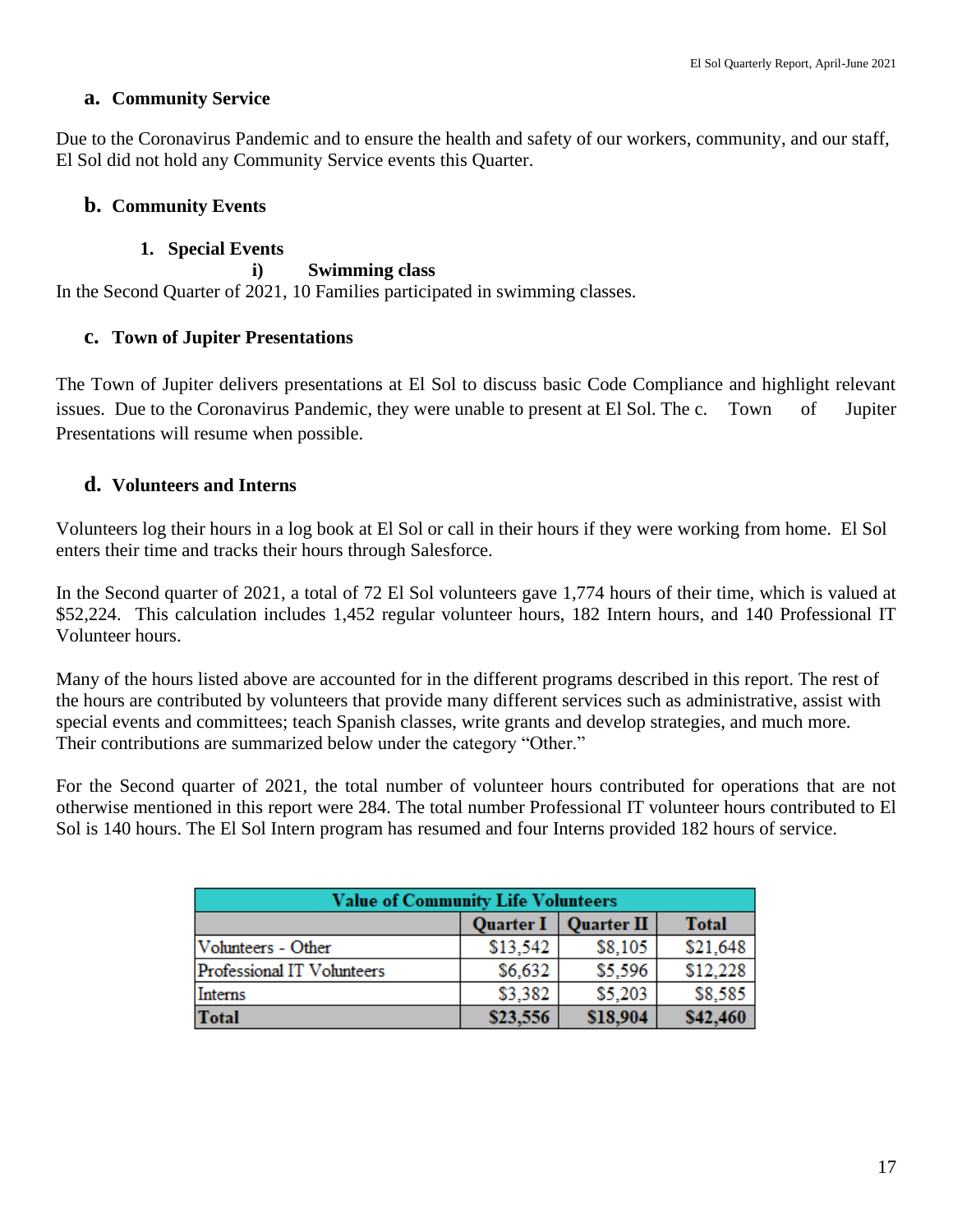## a. Community Service

Due to the Coronavirus Pandemic and to ensure the health and safety of our workers, community, and our staff, El Sol did not hold any Community Service events this Quarter.

## b. Community Events

### 1. Special Events

#### i) Swimming class

In the Second Quarter of 2021, 10 Families participated in swimming classes.

## c. Town of Jupiter Presentations

The Town of Jupiter delivers presentations at El Sol to discuss basic Code Compliance and highlight relevant issues. Due to the Coronavirus Pandemic, they were unable to present at El Sol. The c. Town of Jupiter Presentations will resume when possible.

## d. Volunteers and Interns

Volunteers log their hours in a log book at El Sol or call in their hours if they were working from home. El Sol enters their time and tracks their hours through Salesforce.

In the Second quarter of 2021, a total of 72 El Sol volunteers gave 1,774 hours of their time, which is valued at $52,224. This calculation includes 1,452 regular volunteer hours, 182 Intern hours, and 140 Professional IT Volunteer hours.

Many of the hours listed above are accounted for in the different programs described in this report. The rest of the hours are contributed by volunteers that provide many different services such as administrative, assist with special events and committees; teach Spanish classes, write grants and develop strategies, and much more. Their contributions are summarized below under the category "Other."

For the Second quarter of 2021, the total number of volunteer hours contributed for operations that are not otherwise mentioned in this report were 284. The total number Professional IT volunteer hours contributed to El Sol is 140 hours. The El Sol Intern program has resumed and four Interns provided 182 hours of service.

| Value of Community Life Volunteers | | | |
|---|---|---|---|
| | **Quarter I** | **Quarter II** | **Total** |
| Volunteers - Other | $13,542 | $8,105 | $21,648 |
| Professional IT Volunteers | $6,632 | $5,596 | $12,228 |
| Interns | $3,382 | $5,203 | $8,585 |
| **Total** | **$23,556** | **$18,904** | **$42,460** |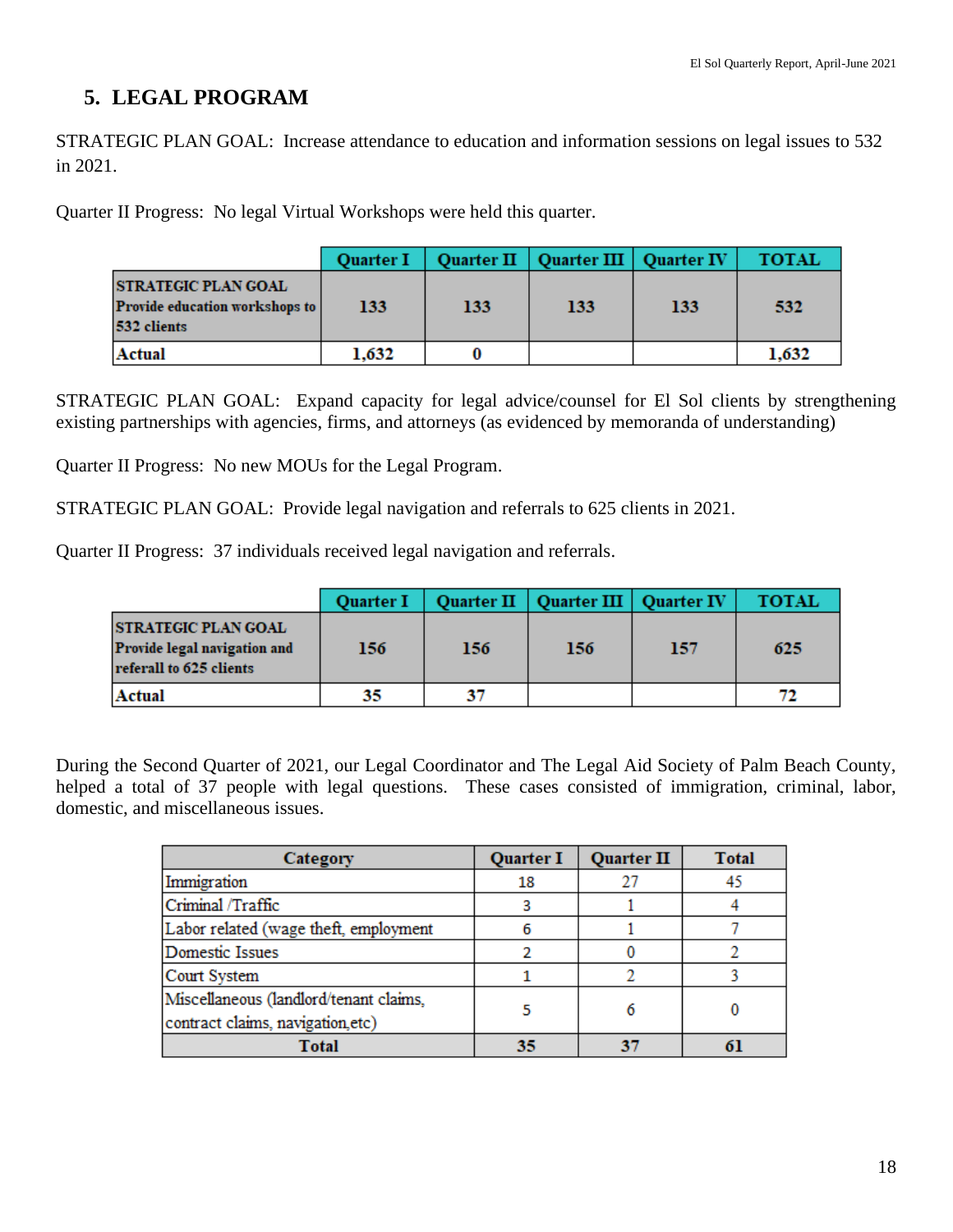## 5. LEGAL PROGRAM

STRATEGIC PLAN GOAL: Increase attendance to education and information sessions on legal issues to 532 in 2021.

Quarter II Progress: No legal Virtual Workshops were held this quarter.

| | Quarter I | Quarter II | Quarter III | Quarter IV | TOTAL |
|---|---|---|---|---|---|
| **STRATEGIC PLAN GOAL** Provide education workshops to 532 clients | 133 | 133 | 133 | 133 | 532 |
| **Actual** | 1,632 | 0 | | | 1,632 |

STRATEGIC PLAN GOAL: Expand capacity for legal advice/counsel for El Sol clients by strengthening existing partnerships with agencies, firms, and attorneys (as evidenced by memoranda of understanding)

Quarter II Progress: No new MOUs for the Legal Program.

STRATEGIC PLAN GOAL: Provide legal navigation and referrals to 625 clients in 2021.

Quarter II Progress: 37 individuals received legal navigation and referrals.

| | Quarter I | Quarter II | Quarter III | Quarter IV | TOTAL |
|---|---|---|---|---|---|
| **STRATEGIC PLAN GOAL** Provide legal navigation and referall to 625 clients | 156 | 156 | 156 | 157 | 625 |
| **Actual** | 35 | 37 | | | 72 |

During the Second Quarter of 2021, our Legal Coordinator and The Legal Aid Society of Palm Beach County, helped a total of 37 people with legal questions. These cases consisted of immigration, criminal, labor, domestic, and miscellaneous issues.

| Category | Quarter I | Quarter II | Total |
|---|---|---|---|
| Immigration | 18 | 27 | 45 |
| Criminal /Traffic | 3 | 1 | 4 |
| Labor related (wage theft, employment | 6 | 1 | 7 |
| Domestic Issues | 2 | 0 | 2 |
| Court System | 1 | 2 | 3 |
| Miscellaneous (landlord/tenant claims, contract claims, navigation,etc) | 5 | 6 | 0 |
| **Total** | **35** | **37** | **61** |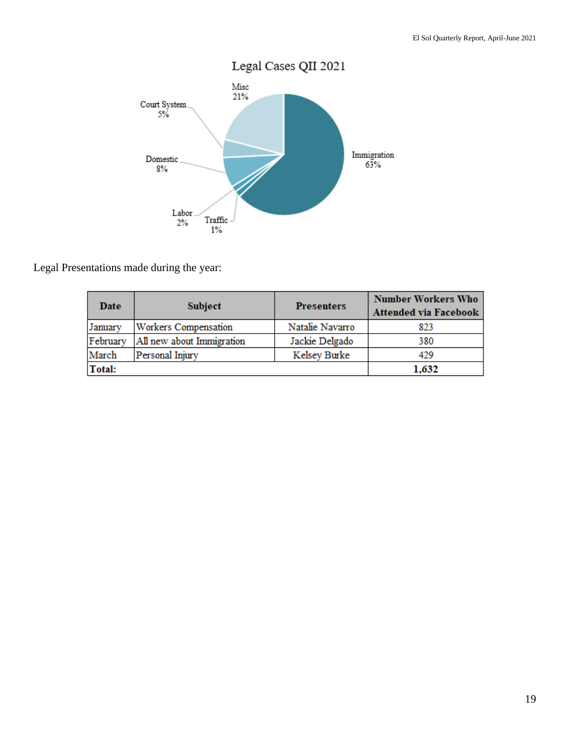Legal Cases QII 2021

Misc 21%
Court System 5%
Domestic 8%
Labor 2%
Traffic 1%
Immigration 63%

Legal Presentations made during the year:

| Date | Subject | Presenters | Number Workers Who Attended via Facebook |
|---|---|---|---|
| January | Workers Compensation | Natalie Navarro | 823 |
| February | All new about Immigration | Jackie Delgado | 380 |
| March | Personal Injury | Kelsey Burke | 429 |
| **Total:** | | | **1,632** |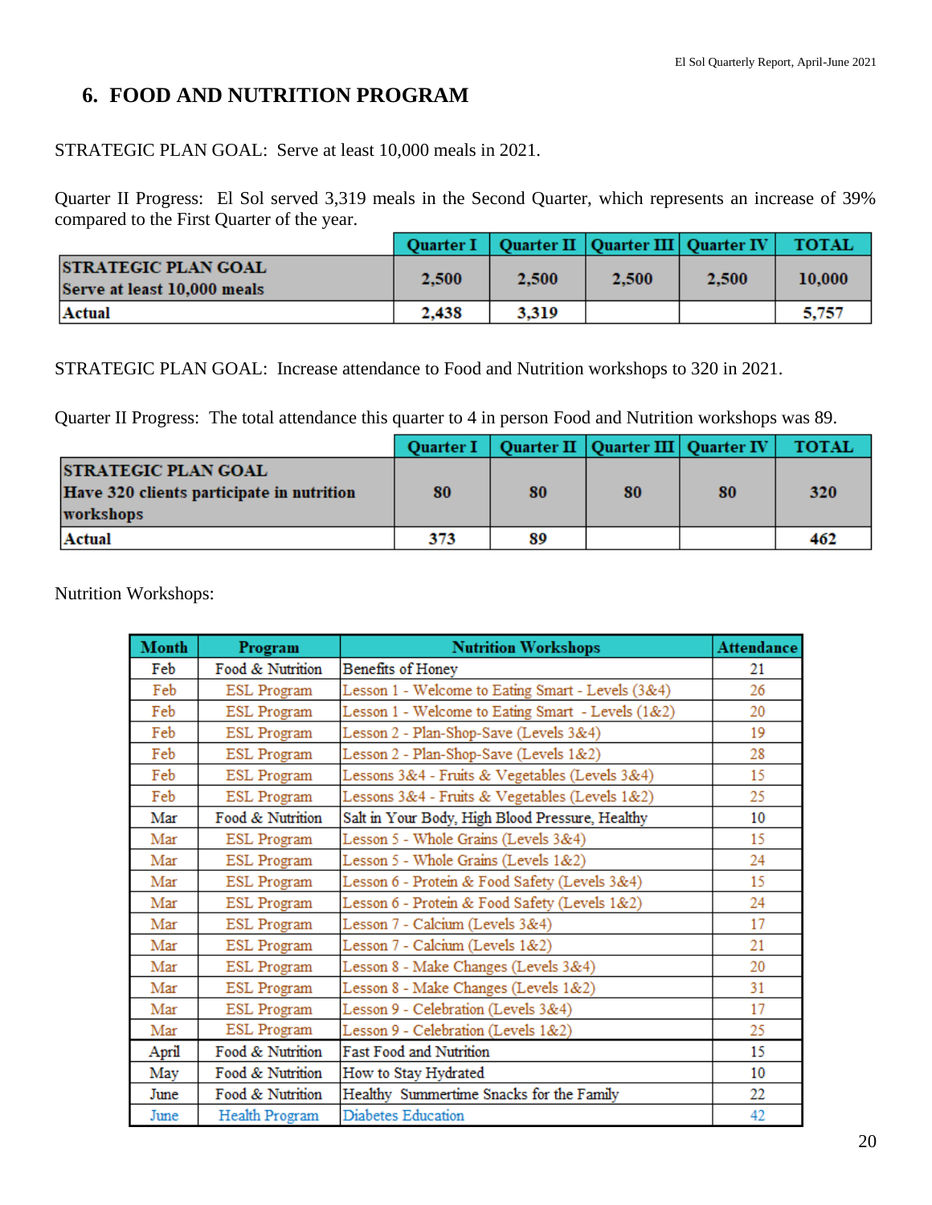## 6. FOOD AND NUTRITION PROGRAM

STRATEGIC PLAN GOAL: Serve at least 10,000 meals in 2021.

Quarter II Progress: El Sol served 3,319 meals in the Second Quarter, which represents an increase of 39% compared to the First Quarter of the year.

| | Quarter I | Quarter II | Quarter III | Quarter IV | TOTAL |
|---|---|---|---|---|---|
| **STRATEGIC PLAN GOAL** **Serve at least 10,000 meals** | 2,500 | 2,500 | 2,500 | 2,500 | 10,000 |
| **Actual** | 2,438 | 3,319 | | | 5,757 |

STRATEGIC PLAN GOAL: Increase attendance to Food and Nutrition workshops to 320 in 2021.

Quarter II Progress: The total attendance this quarter to 4 in person Food and Nutrition workshops was 89.

| | Quarter I | Quarter II | Quarter III | Quarter IV | TOTAL |
|---|---|---|---|---|---|
| **STRATEGIC PLAN GOAL** **Have 320 clients participate in nutrition workshops** | 80 | 80 | 80 | 80 | 320 |
| **Actual** | 373 | 89 | | | 462 |

Nutrition Workshops:

| Month | Program | Nutrition Workshops | Attendance |
|---|---|---|---|
| Feb | Food & Nutrition | Benefits of Honey | 21 |
| Feb | ESL Program | Lesson 1 - Welcome to Eating Smart - Levels (3&4) | 26 |
| Feb | ESL Program | Lesson 1 - Welcome to Eating Smart - Levels (1&2) | 20 |
| Feb | ESL Program | Lesson 2 - Plan-Shop-Save (Levels 3&4) | 19 |
| Feb | ESL Program | Lesson 2 - Plan-Shop-Save (Levels 1&2) | 28 |
| Feb | ESL Program | Lessons 3&4 - Fruits & Vegetables (Levels 3&4) | 15 |
| Feb | ESL Program | Lessons 3&4 - Fruits & Vegetables (Levels 1&2) | 25 |
| Mar | Food & Nutrition | Salt in Your Body, High Blood Pressure, Healthy | 10 |
| Mar | ESL Program | Lesson 5 - Whole Grains (Levels 3&4) | 15 |
| Mar | ESL Program | Lesson 5 - Whole Grains (Levels 1&2) | 24 |
| Mar | ESL Program | Lesson 6 - Protein & Food Safety (Levels 3&4) | 15 |
| Mar | ESL Program | Lesson 6 - Protein & Food Safety (Levels 1&2) | 24 |
| Mar | ESL Program | Lesson 7 - Calcium (Levels 3&4) | 17 |
| Mar | ESL Program | Lesson 7 - Calcium (Levels 1&2) | 21 |
| Mar | ESL Program | Lesson 8 - Make Changes (Levels 3&4) | 20 |
| Mar | ESL Program | Lesson 8 - Make Changes (Levels 1&2) | 31 |
| Mar | ESL Program | Lesson 9 - Celebration (Levels 3&4) | 17 |
| Mar | ESL Program | Lesson 9 - Celebration (Levels 1&2) | 25 |
| April | Food & Nutrition | Fast Food and Nutrition | 15 |
| May | Food & Nutrition | How to Stay Hydrated | 10 |
| June | Food & Nutrition | Healthy Summertime Snacks for the Family | 22 |
| June | Health Program | Diabetes Education | 42 |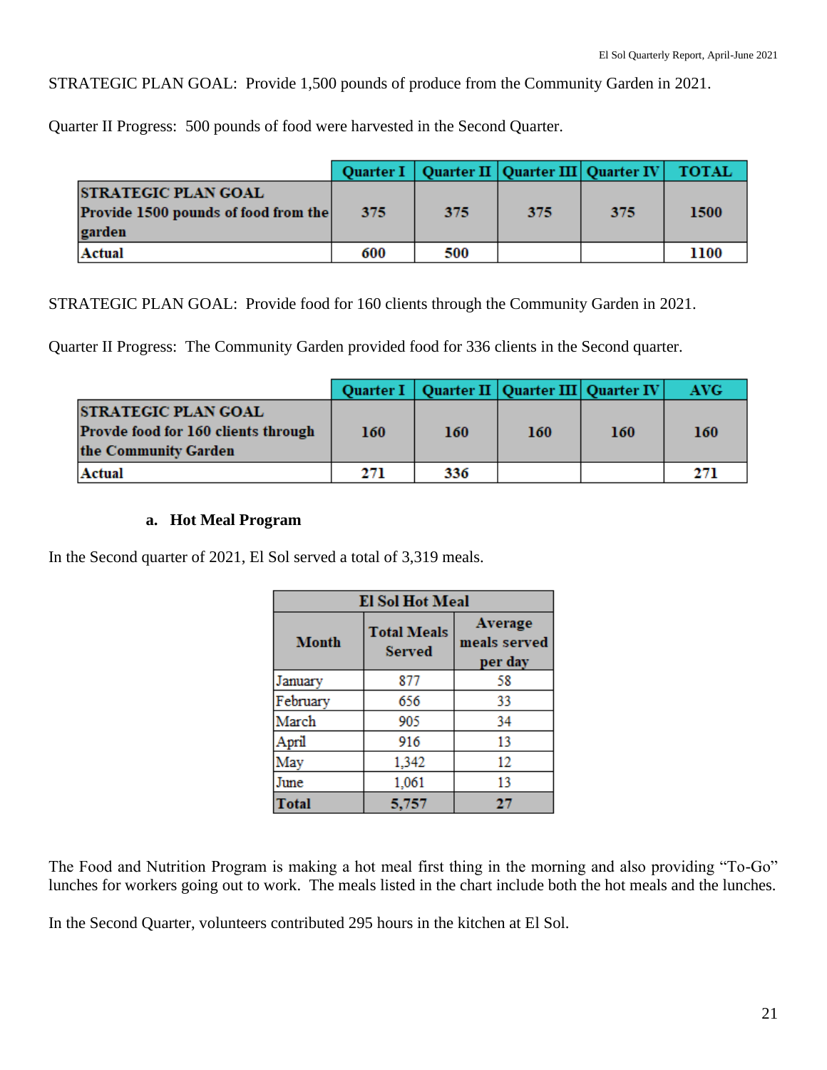STRATEGIC PLAN GOAL: Provide 1,500 pounds of produce from the Community Garden in 2021.

Quarter II Progress: 500 pounds of food were harvested in the Second Quarter.

| | Quarter I | Quarter II | Quarter III | Quarter IV | TOTAL |
|---|---|---|---|---|---|
| **STRATEGIC PLAN GOAL Provide 1500 pounds of food from the garden** | 375 | 375 | 375 | 375 | 1500 |
| **Actual** | 600 | 500 | | | 1100 |

STRATEGIC PLAN GOAL: Provide food for 160 clients through the Community Garden in 2021.

Quarter II Progress: The Community Garden provided food for 336 clients in the Second quarter.

| | Quarter I | Quarter II | Quarter III | Quarter IV | AVG |
|---|---|---|---|---|---|
| **STRATEGIC PLAN GOAL Provde food for 160 clients through the Community Garden** | 160 | 160 | 160 | 160 | 160 |
| **Actual** | 271 | 336 | | | 271 |

**a. Hot Meal Program**

In the Second quarter of 2021, El Sol served a total of 3,319 meals.

| El Sol Hot Meal | | |
|---|---|---|
| **Month** | **Total Meals Served** | **Average meals served per day** |
| January | 877 | 58 |
| February | 656 | 33 |
| March | 905 | 34 |
| April | 916 | 13 |
| May | 1,342 | 12 |
| June | 1,061 | 13 |
| **Total** | **5,757** | **27** |

The Food and Nutrition Program is making a hot meal first thing in the morning and also providing "To-Go" lunches for workers going out to work. The meals listed in the chart include both the hot meals and the lunches.

In the Second Quarter, volunteers contributed 295 hours in the kitchen at El Sol.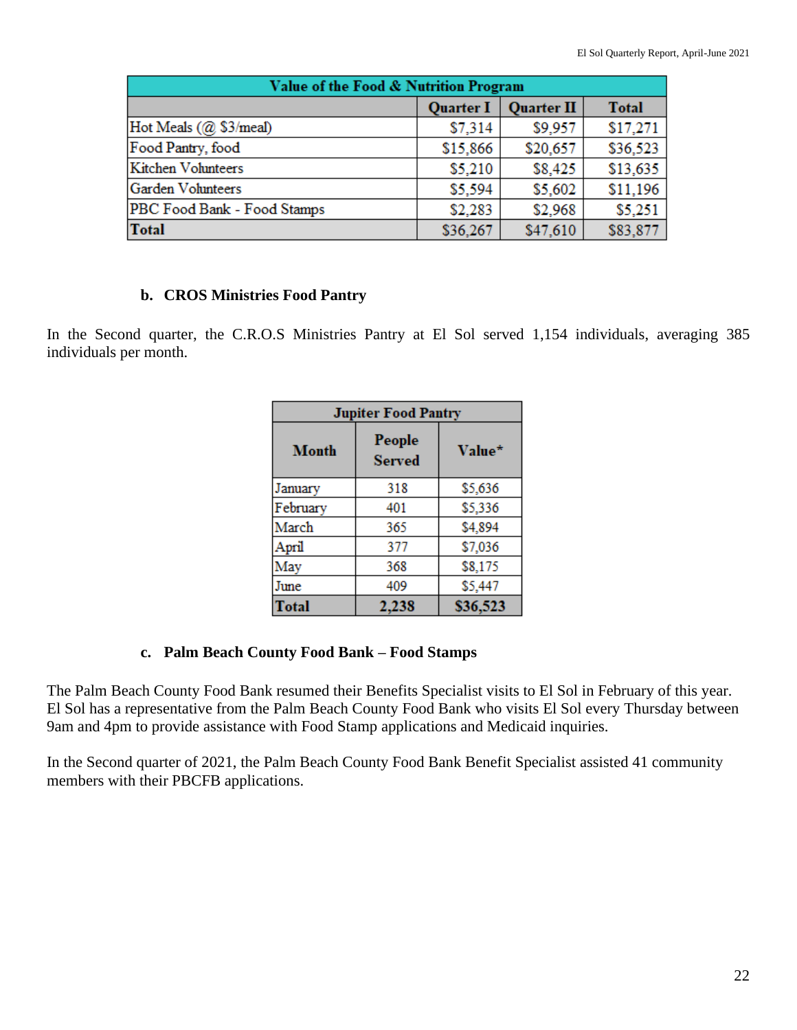| Value of the Food & Nutrition Program | | | |
|---|---|---|---|
| | Quarter I | Quarter II | Total |
| Hot Meals (@ $3/meal) | $7,314 | $9,957 | $17,271 |
| Food Pantry, food | $15,866 | $20,657 | $36,523 |
| Kitchen Volunteers | $5,210 | $8,425 | $13,635 |
| Garden Volunteers | $5,594 | $5,602 | $11,196 |
| PBC Food Bank - Food Stamps | $2,283 | $2,968 | $5,251 |
| **Total** | $36,267 | $47,610 | $83,877 |

### b. CROS Ministries Food Pantry

In the Second quarter, the C.R.O.S Ministries Pantry at El Sol served 1,154 individuals, averaging 385 individuals per month.

| Jupiter Food Pantry | | |
|---|---|---|
| Month | People Served | Value* |
| January | 318 | $5,636 |
| February | 401 | $5,336 |
| March | 365 | $4,894 |
| April | 377 | $7,036 |
| May | 368 | $8,175 |
| June | 409 | $5,447 |
| **Total** | **2,238** | **$36,523** |

### c. Palm Beach County Food Bank – Food Stamps

The Palm Beach County Food Bank resumed their Benefits Specialist visits to El Sol in February of this year. El Sol has a representative from the Palm Beach County Food Bank who visits El Sol every Thursday between 9am and 4pm to provide assistance with Food Stamp applications and Medicaid inquiries.

In the Second quarter of 2021, the Palm Beach County Food Bank Benefit Specialist assisted 41 community members with their PBCFB applications.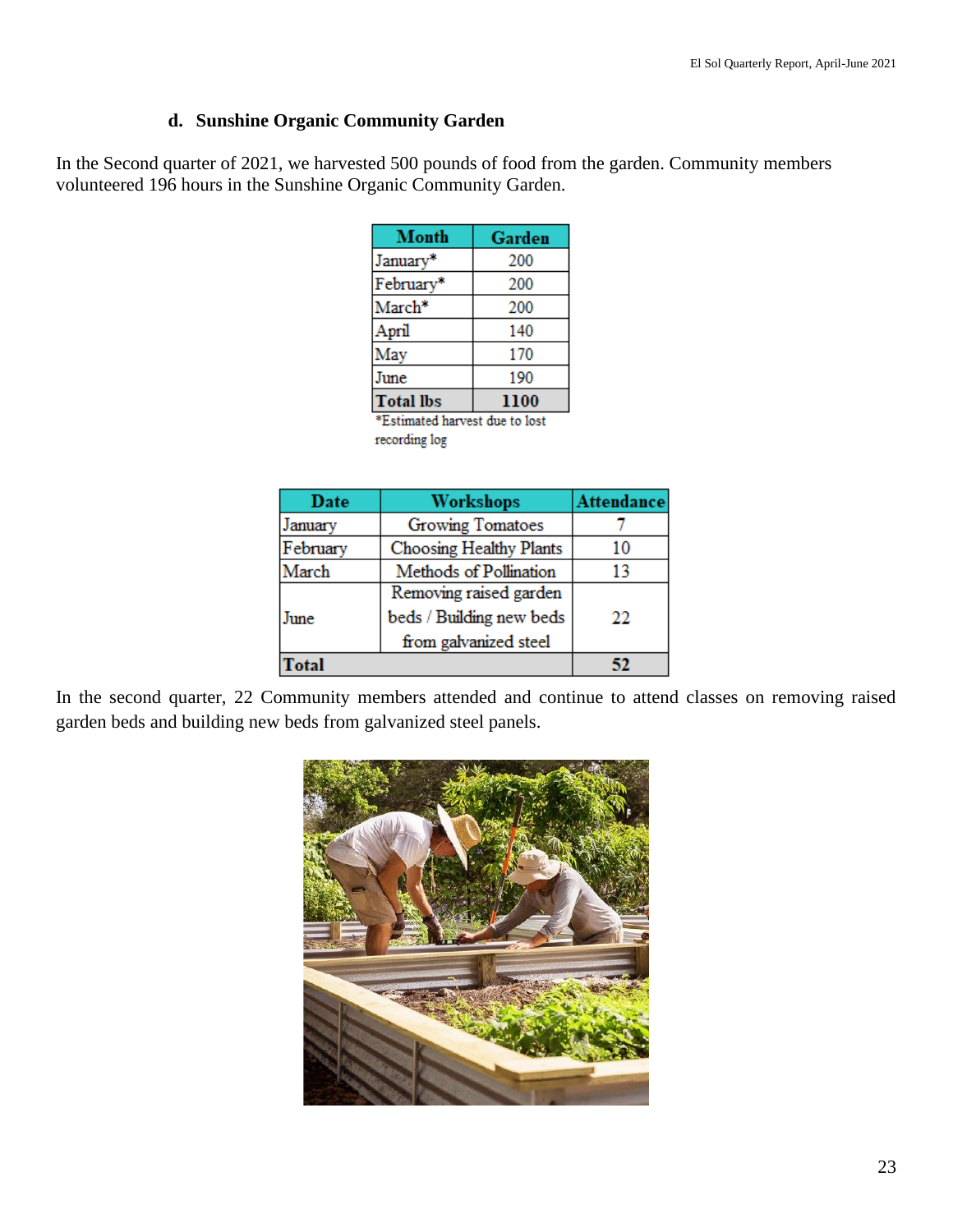### d. Sunshine Organic Community Garden

In the Second quarter of 2021, we harvested 500 pounds of food from the garden. Community members volunteered 196 hours in the Sunshine Organic Community Garden.

| Month | Garden |
|---|---|
| January* | 200 |
| February* | 200 |
| March* | 200 |
| April | 140 |
| May | 170 |
| June | 190 |
| **Total lbs** | **1100** |

*Estimated harvest due to lost recording log

| Date | Workshops | Attendance |
|---|---|---|
| January | Growing Tomatoes | 7 |
| February | Choosing Healthy Plants | 10 |
| March | Methods of Pollination | 13 |
| June | Removing raised garden beds / Building new beds from galvanized steel | 22 |
| **Total** | | **52** |

In the second quarter, 22 Community members attended and continue to attend classes on removing raised garden beds and building new beds from galvanized steel panels.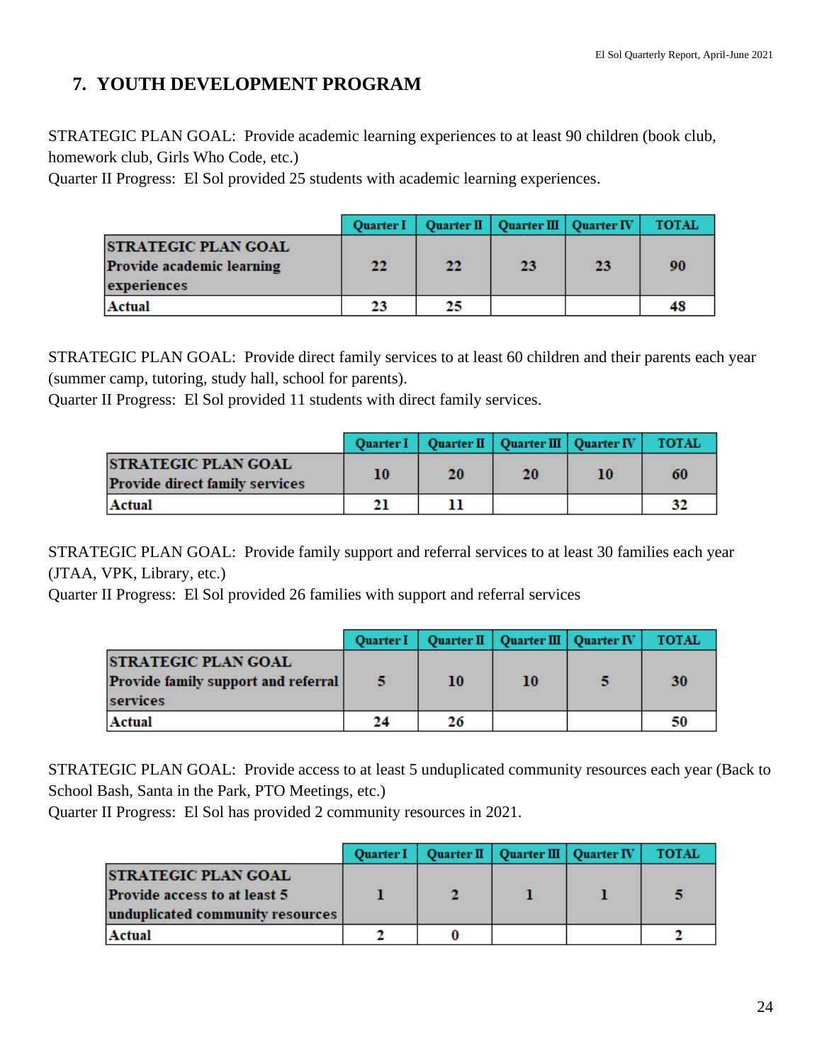## 7. YOUTH DEVELOPMENT PROGRAM

STRATEGIC PLAN GOAL: Provide academic learning experiences to at least 90 children (book club, homework club, Girls Who Code, etc.)
Quarter II Progress: El Sol provided 25 students with academic learning experiences.

| | Quarter I | Quarter II | Quarter III | Quarter IV | TOTAL |
|---|---|---|---|---|---|
| **STRATEGIC PLAN GOAL Provide academic learning experiences** | 22 | 22 | 23 | 23 | 90 |
| **Actual** | 23 | 25 | | | 48 |

STRATEGIC PLAN GOAL: Provide direct family services to at least 60 children and their parents each year (summer camp, tutoring, study hall, school for parents).
Quarter II Progress: El Sol provided 11 students with direct family services.

| | Quarter I | Quarter II | Quarter III | Quarter IV | TOTAL |
|---|---|---|---|---|---|
| **STRATEGIC PLAN GOAL Provide direct family services** | 10 | 20 | 20 | 10 | 60 |
| **Actual** | 21 | 11 | | | 32 |

STRATEGIC PLAN GOAL: Provide family support and referral services to at least 30 families each year (JTAA, VPK, Library, etc.)
Quarter II Progress: El Sol provided 26 families with support and referral services

| | Quarter I | Quarter II | Quarter III | Quarter IV | TOTAL |
|---|---|---|---|---|---|
| **STRATEGIC PLAN GOAL Provide family support and referral services** | 5 | 10 | 10 | 5 | 30 |
| **Actual** | 24 | 26 | | | 50 |

STRATEGIC PLAN GOAL: Provide access to at least 5 unduplicated community resources each year (Back to School Bash, Santa in the Park, PTO Meetings, etc.)
Quarter II Progress: El Sol has provided 2 community resources in 2021.

| | Quarter I | Quarter II | Quarter III | Quarter IV | TOTAL |
|---|---|---|---|---|---|
| **STRATEGIC PLAN GOAL Provide access to at least 5 unduplicated community resources** | 1 | 2 | 1 | 1 | 5 |
| **Actual** | 2 | 0 | | | 2 |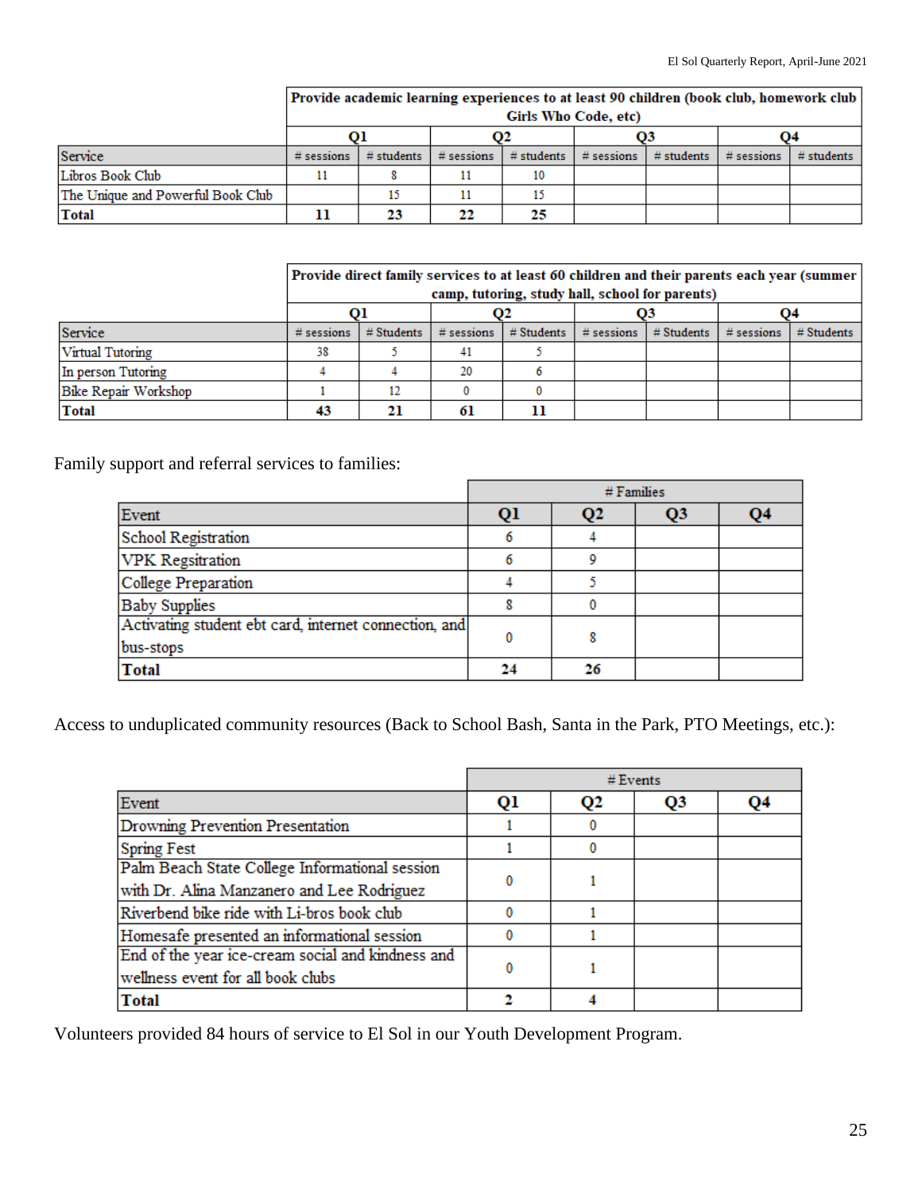| | Provide academic learning experiences to at least 90 children (book club, homework club Girls Who Code, etc) | | | | | | | |
|---|---|---|---|---|---|---|---|---|
| | Q1 | | Q2 | | Q3 | | Q4 | |
| Service | # sessions | # students | # sessions | # students | # sessions | # students | # sessions | # students |
| Libros Book Club | 11 | 8 | 11 | 10 | | | | |
| The Unique and Powerful Book Club | | 15 | 11 | 15 | | | | |
| **Total** | **11** | **23** | **22** | **25** | | | | |

| | Provide direct family services to at least 60 children and their parents each year (summer camp, tutoring, study hall, school for parents) | | | | | | | |
|---|---|---|---|---|---|---|---|---|
| | Q1 | | Q2 | | Q3 | | Q4 | |
| Service | # sessions | # Students | # sessions | # Students | # sessions | # Students | # sessions | # Students |
| Virtual Tutoring | 38 | 5 | 41 | 5 | | | | |
| In person Tutoring | 4 | 4 | 20 | 6 | | | | |
| Bike Repair Workshop | 1 | 12 | 0 | 0 | | | | |
| **Total** | **43** | **21** | **61** | **11** | | | | |

Family support and referral services to families:

| | # Families | | | |
|---|---|---|---|---|
| Event | Q1 | Q2 | Q3 | Q4 |
| School Registration | 6 | 4 | | |
| VPK Regsitration | 6 | 9 | | |
| College Preparation | 4 | 5 | | |
| Baby Supplies | 8 | 0 | | |
| Activating student ebt card, internet connection, and bus-stops | 0 | 8 | | |
| **Total** | **24** | **26** | | |

Access to unduplicated community resources (Back to School Bash, Santa in the Park, PTO Meetings, etc.):

| | # Events | | | |
|---|---|---|---|---|
| Event | Q1 | Q2 | Q3 | Q4 |
| Drowning Prevention Presentation | 1 | 0 | | |
| Spring Fest | 1 | 0 | | |
| Palm Beach State College Informational session with Dr. Alina Manzanero and Lee Rodriguez | 0 | 1 | | |
| Riverbend bike ride with Li-bros book club | 0 | 1 | | |
| Homesafe presented an informational session | 0 | 1 | | |
| End of the year ice-cream social and kindness and wellness event for all book clubs | 0 | 1 | | |
| **Total** | **2** | **4** | | |

Volunteers provided 84 hours of service to El Sol in our Youth Development Program.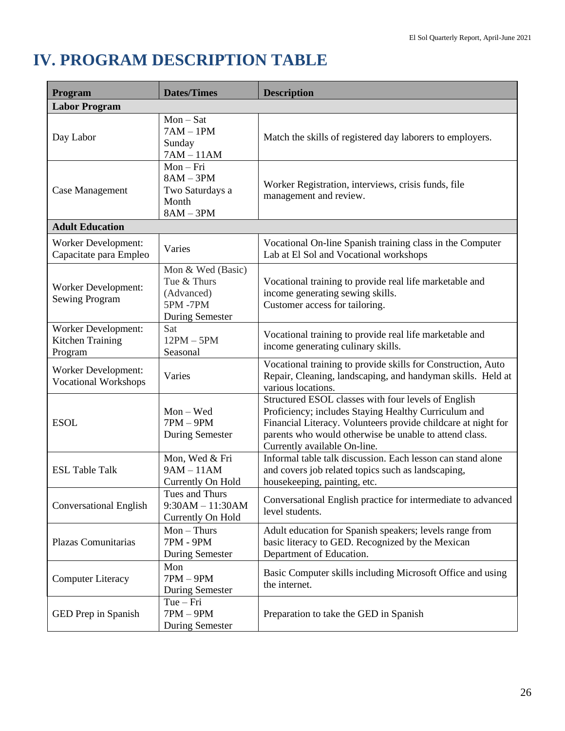# IV. PROGRAM DESCRIPTION TABLE

| Program | Dates/Times | Description |
|---|---|---|
| **Labor Program** | | |
| Day Labor | Mon – Sat<br>7AM – 1PM<br>Sunday<br>7AM – 11AM | Match the skills of registered day laborers to employers. |
| Case Management | Mon – Fri<br>8AM – 3PM<br>Two Saturdays a Month<br>8AM – 3PM | Worker Registration, interviews, crisis funds, file management and review. |
| **Adult Education** | | |
| Worker Development: Capacitate para Empleo | Varies | Vocational On-line Spanish training class in the Computer Lab at El Sol and Vocational workshops |
| Worker Development: Sewing Program | Mon & Wed (Basic)<br>Tue & Thurs (Advanced)<br>5PM -7PM<br>During Semester | Vocational training to provide real life marketable and income generating sewing skills.<br>Customer access for tailoring. |
| Worker Development: Kitchen Training Program | Sat<br>12PM – 5PM<br>Seasonal | Vocational training to provide real life marketable and income generating culinary skills. |
| Worker Development: Vocational Workshops | Varies | Vocational training to provide skills for Construction, Auto Repair, Cleaning, landscaping, and handyman skills. Held at various locations. |
| ESOL | Mon – Wed<br>7PM – 9PM<br>During Semester | Structured ESOL classes with four levels of English Proficiency; includes Staying Healthy Curriculum and Financial Literacy. Volunteers provide childcare at night for parents who would otherwise be unable to attend class. Currently available On-line. |
| ESL Table Talk | Mon, Wed & Fri<br>9AM – 11AM<br>Currently On Hold | Informal table talk discussion. Each lesson can stand alone and covers job related topics such as landscaping, housekeeping, painting, etc. |
| Conversational English | Tues and Thurs<br>9:30AM – 11:30AM<br>Currently On Hold | Conversational English practice for intermediate to advanced level students. |
| Plazas Comunitarias | Mon – Thurs<br>7PM - 9PM<br>During Semester | Adult education for Spanish speakers; levels range from basic literacy to GED. Recognized by the Mexican Department of Education. |
| Computer Literacy | Mon<br>7PM – 9PM<br>During Semester | Basic Computer skills including Microsoft Office and using the internet. |
| GED Prep in Spanish | Tue – Fri<br>7PM – 9PM<br>During Semester | Preparation to take the GED in Spanish |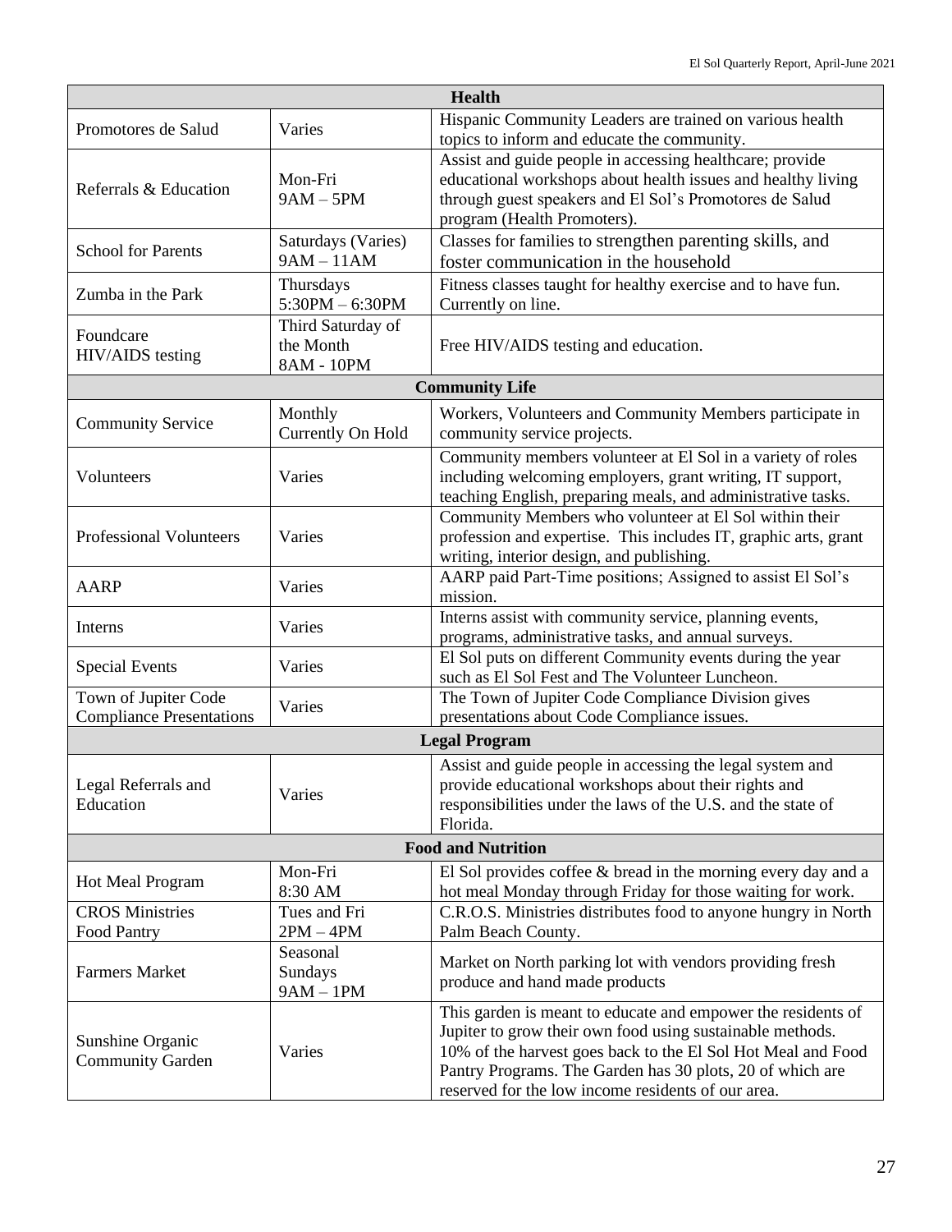| Health | | |
|---|---|---|
| Promotores de Salud | Varies | Hispanic Community Leaders are trained on various health topics to inform and educate the community. |
| Referrals & Education | Mon-Fri 9AM – 5PM | Assist and guide people in accessing healthcare; provide educational workshops about health issues and healthy living through guest speakers and El Sol's Promotores de Salud program (Health Promoters). |
| School for Parents | Saturdays (Varies) 9AM – 11AM | Classes for families to strengthen parenting skills, and foster communication in the household |
| Zumba in the Park | Thursdays 5:30PM – 6:30PM | Fitness classes taught for healthy exercise and to have fun. Currently on line. |
| Foundcare HIV/AIDS testing | Third Saturday of the Month 8AM - 10PM | Free HIV/AIDS testing and education. |
| **Community Life** | | |
| Community Service | Monthly Currently On Hold | Workers, Volunteers and Community Members participate in community service projects. |
| Volunteers | Varies | Community members volunteer at El Sol in a variety of roles including welcoming employers, grant writing, IT support, teaching English, preparing meals, and administrative tasks. |
| Professional Volunteers | Varies | Community Members who volunteer at El Sol within their profession and expertise. This includes IT, graphic arts, grant writing, interior design, and publishing. |
| AARP | Varies | AARP paid Part-Time positions; Assigned to assist El Sol's mission. |
| Interns | Varies | Interns assist with community service, planning events, programs, administrative tasks, and annual surveys. |
| Special Events | Varies | El Sol puts on different Community events during the year such as El Sol Fest and The Volunteer Luncheon. |
| Town of Jupiter Code Compliance Presentations | Varies | The Town of Jupiter Code Compliance Division gives presentations about Code Compliance issues. |
| **Legal Program** | | |
| Legal Referrals and Education | Varies | Assist and guide people in accessing the legal system and provide educational workshops about their rights and responsibilities under the laws of the U.S. and the state of Florida. |
| **Food and Nutrition** | | |
| Hot Meal Program | Mon-Fri 8:30 AM | El Sol provides coffee & bread in the morning every day and a hot meal Monday through Friday for those waiting for work. |
| CROS Ministries Food Pantry | Tues and Fri 2PM – 4PM | C.R.O.S. Ministries distributes food to anyone hungry in North Palm Beach County. |
| Farmers Market | Seasonal Sundays 9AM – 1PM | Market on North parking lot with vendors providing fresh produce and hand made products |
| Sunshine Organic Community Garden | Varies | This garden is meant to educate and empower the residents of Jupiter to grow their own food using sustainable methods. 10% of the harvest goes back to the El Sol Hot Meal and Food Pantry Programs. The Garden has 30 plots, 20 of which are reserved for the low income residents of our area. |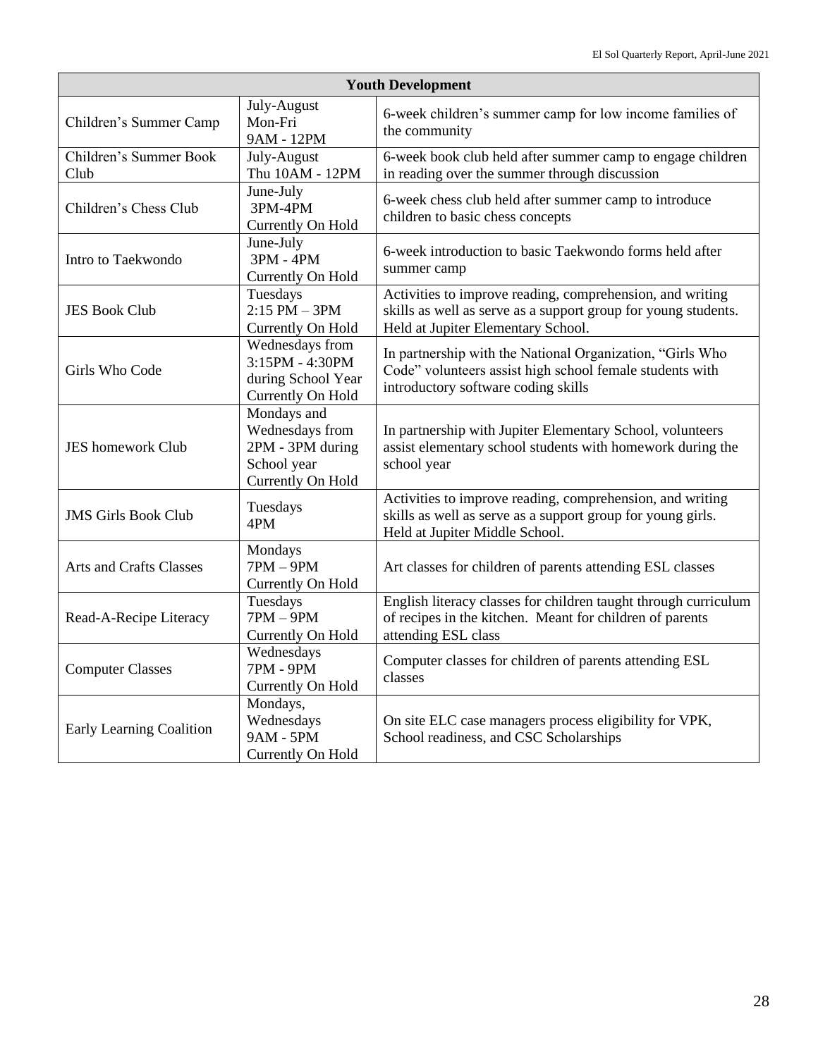| Youth Development | | |
|---|---|---|
| Children's Summer Camp | July-August<br>Mon-Fri<br>9AM - 12PM | 6-week children's summer camp for low income families of the community |
| Children's Summer Book Club | July-August<br>Thu 10AM - 12PM | 6-week book club held after summer camp to engage children in reading over the summer through discussion |
| Children's Chess Club | June-July<br>3PM-4PM<br>Currently On Hold | 6-week chess club held after summer camp to introduce children to basic chess concepts |
| Intro to Taekwondo | June-July<br>3PM - 4PM<br>Currently On Hold | 6-week introduction to basic Taekwondo forms held after summer camp |
| JES Book Club | Tuesdays<br>2:15 PM – 3PM<br>Currently On Hold | Activities to improve reading, comprehension, and writing skills as well as serve as a support group for young students. Held at Jupiter Elementary School. |
| Girls Who Code | Wednesdays from 3:15PM - 4:30PM during School Year<br>Currently On Hold | In partnership with the National Organization, "Girls Who Code" volunteers assist high school female students with introductory software coding skills |
| JES homework Club | Mondays and Wednesdays from 2PM - 3PM during School year<br>Currently On Hold | In partnership with Jupiter Elementary School, volunteers assist elementary school students with homework during the school year |
| JMS Girls Book Club | Tuesdays<br>4PM | Activities to improve reading, comprehension, and writing skills as well as serve as a support group for young girls. Held at Jupiter Middle School. |
| Arts and Crafts Classes | Mondays<br>7PM – 9PM<br>Currently On Hold | Art classes for children of parents attending ESL classes |
| Read-A-Recipe Literacy | Tuesdays<br>7PM – 9PM<br>Currently On Hold | English literacy classes for children taught through curriculum of recipes in the kitchen. Meant for children of parents attending ESL class |
| Computer Classes | Wednesdays<br>7PM - 9PM<br>Currently On Hold | Computer classes for children of parents attending ESL classes |
| Early Learning Coalition | Mondays,<br>Wednesdays<br>9AM - 5PM<br>Currently On Hold | On site ELC case managers process eligibility for VPK, School readiness, and CSC Scholarships |